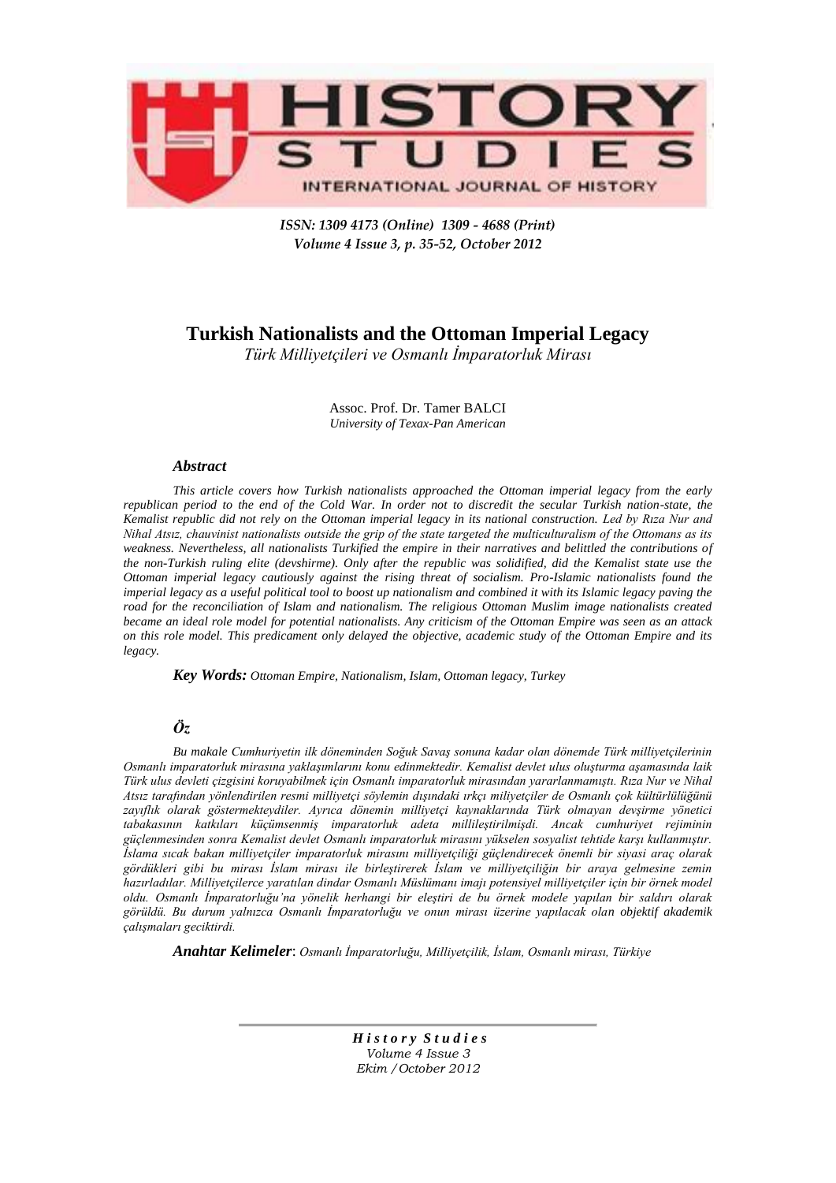ISSN: 1309 4173 (Online) 1309 - 4688 (Print)
Volume 4 Issue 3, p. 35-52, October 2012

# Turkish Nationalists and the Ottoman Imperial Legacy

*Türk Milliyetçileri ve Osmanlı İmparatorluk Mirası*

Assoc. Prof. Dr. Tamer BALCI
*University of Texas-Pan American*

### *Abstract*

*This article covers how Turkish nationalists approached the Ottoman imperial legacy from the early republican period to the end of the Cold War. In order not to discredit the secular Turkish nation-state, the Kemalist republic did not rely on the Ottoman imperial legacy in its national construction. Led by Rıza Nur and Nihal Atsız, chauvinist nationalists outside the grip of the state targeted the multiculturalism of the Ottomans as its weakness. Nevertheless, all nationalists Turkified the empire in their narratives and belittled the contributions of the non-Turkish ruling elite (devshirme). Only after the republic was solidified, did the Kemalist state use the Ottoman imperial legacy cautiously against the rising threat of socialism. Pro-Islamic nationalists found the imperial legacy as a useful political tool to boost up nationalism and combined it with its Islamic legacy paving the road for the reconciliation of Islam and nationalism. The religious Ottoman Muslim image nationalists created became an ideal role model for potential nationalists. Any criticism of the Ottoman Empire was seen as an attack on this role model. This predicament only delayed the objective, academic study of the Ottoman Empire and its legacy.*

***Key Words:*** *Ottoman Empire, Nationalism, Islam, Ottoman legacy, Turkey*

### *Öz*

*Bu makale Cumhuriyetin ilk döneminden Soğuk Savaş sonuna kadar olan dönemde Türk milliyetçilerinin Osmanlı imparatorluk mirasına yaklaşımlarını konu edinmektedir. Kemalist devlet ulus oluşturma aşamasında laik Türk ulus devleti çizgisini koruyabilmek için Osmanlı imparatorluk mirasından yararlanmamıştı. Rıza Nur ve Nihal Atsız tarafından yönlendirilen resmi milliyetçi söylemin dışındaki ırkçı miliyetçiler de Osmanlı çok kültürlülüğünü zayıflık olarak göstermekteydiler. Ayrıca dönemin milliyetçi kaynaklarında Türk olmayan devşirme yönetici tabakasının katkıları küçümsenmiş imparatorluk adeta millileştirilmişdi. Ancak cumhuriyet rejiminin güçlenmesinden sonra Kemalist devlet Osmanlı imparatorluk mirasını yükselen sosyalist tehtide karşı kullanmıştır. İslama sıcak bakan milliyetçiler imparatorluk mirasını milliyetçiliği güçlendirecek önemli bir siyasi araç olarak gördükleri gibi bu mirası İslam mirası ile birleştirerek İslam ve milliyetçiliğin bir araya gelmesine zemin hazırladılar. Milliyetçilerce yaratılan dindar Osmanlı Müslümanı imajı potensiyel milliyetçiler için bir örnek model oldu. Osmanlı İmparatorluğu'na yönelik herhangi bir eleştiri de bu örnek modele yapılan bir saldırı olarak görüldü. Bu durum yalnızca Osmanlı İmparatorluğu ve onun mirası üzerine yapılacak olan objektif akademik çalışmaları geciktirdi.*

***Anahtar Kelimeler***: *Osmanlı İmparatorluğu, Milliyetçilik, İslam, Osmanlı mirası, Türkiye*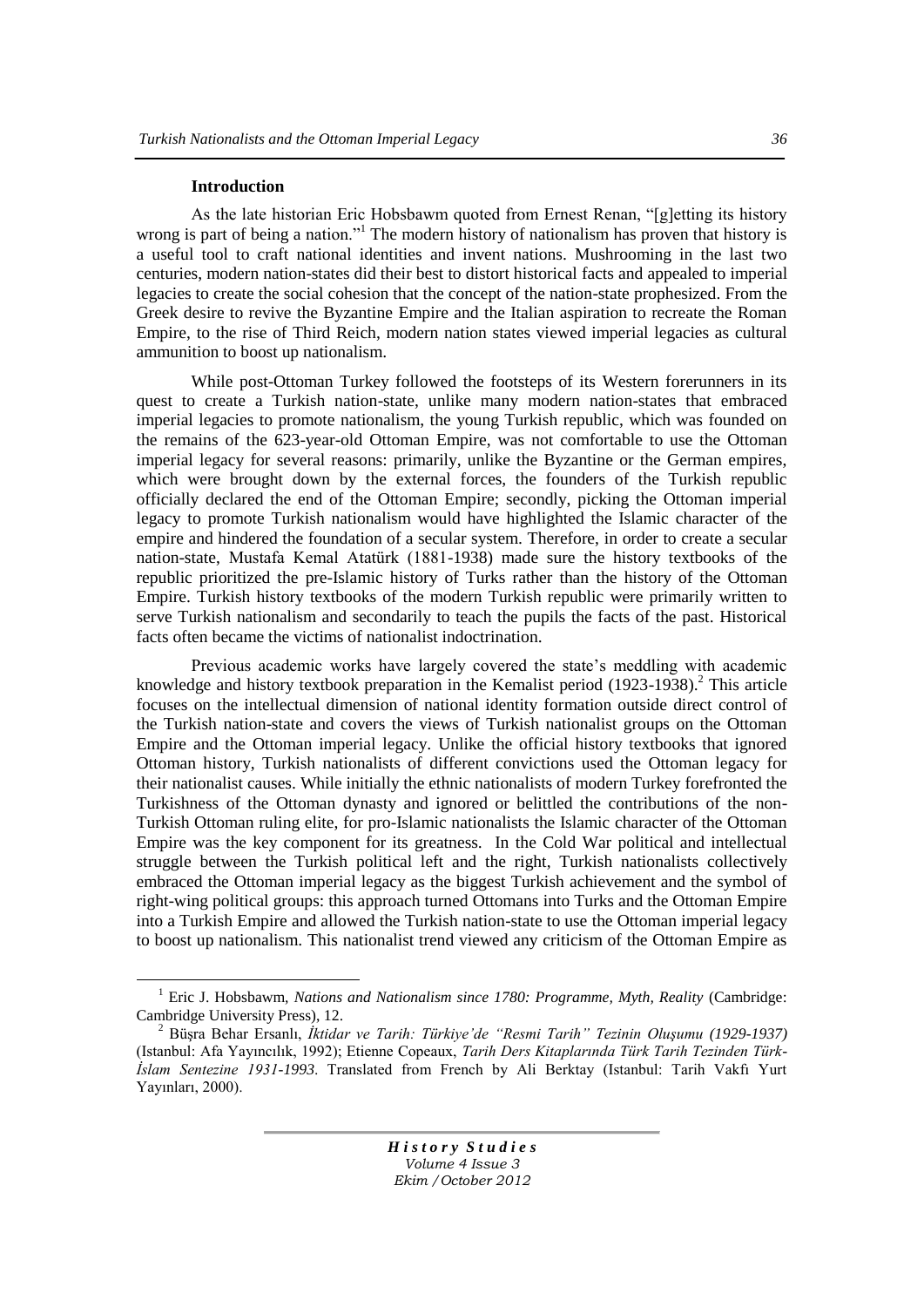### Introduction

As the late historian Eric Hobsbawm quoted from Ernest Renan, "[g]etting its history wrong is part of being a nation."[1] The modern history of nationalism has proven that history is a useful tool to craft national identities and invent nations. Mushrooming in the last two centuries, modern nation-states did their best to distort historical facts and appealed to imperial legacies to create the social cohesion that the concept of the nation-state prophesized. From the Greek desire to revive the Byzantine Empire and the Italian aspiration to recreate the Roman Empire, to the rise of Third Reich, modern nation states viewed imperial legacies as cultural ammunition to boost up nationalism.

While post-Ottoman Turkey followed the footsteps of its Western forerunners in its quest to create a Turkish nation-state, unlike many modern nation-states that embraced imperial legacies to promote nationalism, the young Turkish republic, which was founded on the remains of the 623-year-old Ottoman Empire, was not comfortable to use the Ottoman imperial legacy for several reasons: primarily, unlike the Byzantine or the German empires, which were brought down by the external forces, the founders of the Turkish republic officially declared the end of the Ottoman Empire; secondly, picking the Ottoman imperial legacy to promote Turkish nationalism would have highlighted the Islamic character of the empire and hindered the foundation of a secular system. Therefore, in order to create a secular nation-state, Mustafa Kemal Atatürk (1881-1938) made sure the history textbooks of the republic prioritized the pre-Islamic history of Turks rather than the history of the Ottoman Empire. Turkish history textbooks of the modern Turkish republic were primarily written to serve Turkish nationalism and secondarily to teach the pupils the facts of the past. Historical facts often became the victims of nationalist indoctrination.

Previous academic works have largely covered the state's meddling with academic knowledge and history textbook preparation in the Kemalist period (1923-1938).[2] This article focuses on the intellectual dimension of national identity formation outside direct control of the Turkish nation-state and covers the views of Turkish nationalist groups on the Ottoman Empire and the Ottoman imperial legacy. Unlike the official history textbooks that ignored Ottoman history, Turkish nationalists of different convictions used the Ottoman legacy for their nationalist causes. While initially the ethnic nationalists of modern Turkey forefronted the Turkishness of the Ottoman dynasty and ignored or belittled the contributions of the non-Turkish Ottoman ruling elite, for pro-Islamic nationalists the Islamic character of the Ottoman Empire was the key component for its greatness. In the Cold War political and intellectual struggle between the Turkish political left and the right, Turkish nationalists collectively embraced the Ottoman imperial legacy as the biggest Turkish achievement and the symbol of right-wing political groups: this approach turned Ottomans into Turks and the Ottoman Empire into a Turkish Empire and allowed the Turkish nation-state to use the Ottoman imperial legacy to boost up nationalism. This nationalist trend viewed any criticism of the Ottoman Empire as

---

[1] Eric J. Hobsbawm, *Nations and Nationalism since 1780: Programme, Myth, Reality* (Cambridge: Cambridge University Press), 12.

[2] Büşra Behar Ersanlı, *İktidar ve Tarih: Türkiye'de "Resmi Tarih" Tezinin Oluşumu (1929-1937)* (Istanbul: Afa Yayıncılık, 1992); Etienne Copeaux, *Tarih Ders Kitaplarında Türk Tarih Tezinden Türk-İslam Sentezine 1931-1993.* Translated from French by Ali Berktay (Istanbul: Tarih Vakfı Yurt Yayınları, 2000).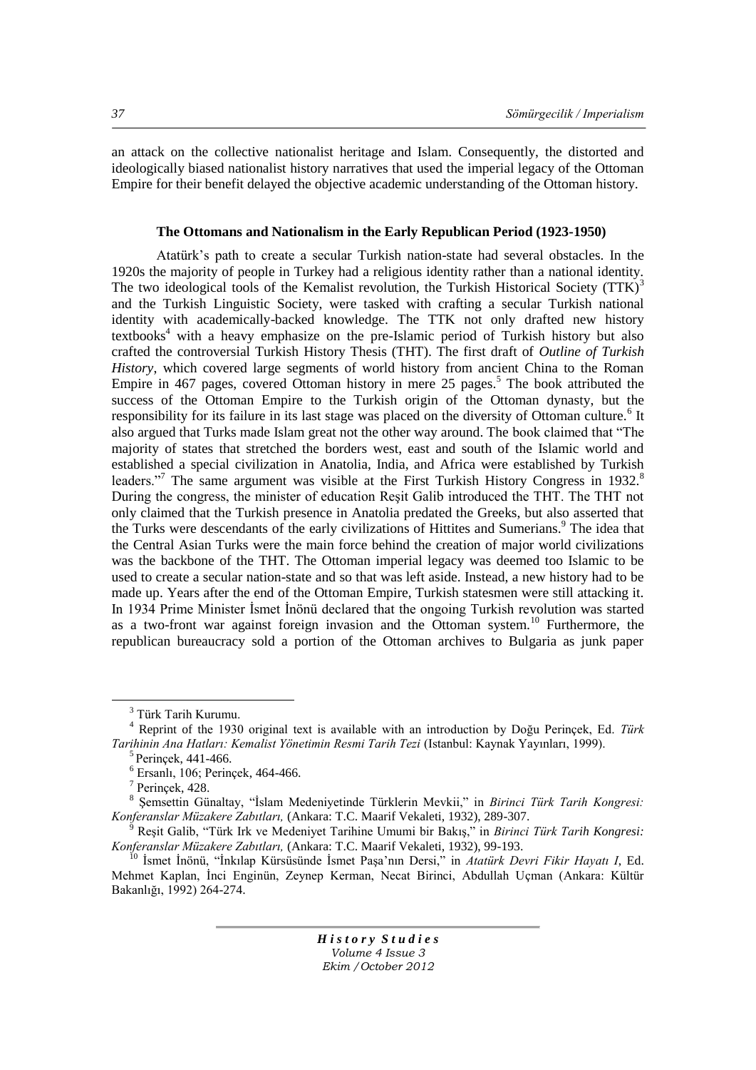an attack on the collective nationalist heritage and Islam. Consequently, the distorted and ideologically biased nationalist history narratives that used the imperial legacy of the Ottoman Empire for their benefit delayed the objective academic understanding of the Ottoman history.

### The Ottomans and Nationalism in the Early Republican Period (1923-1950)

Atatürk's path to create a secular Turkish nation-state had several obstacles. In the 1920s the majority of people in Turkey had a religious identity rather than a national identity. The two ideological tools of the Kemalist revolution, the Turkish Historical Society (TTK)[3] and the Turkish Linguistic Society, were tasked with crafting a secular Turkish national identity with academically-backed knowledge. The TTK not only drafted new history textbooks[4] with a heavy emphasize on the pre-Islamic period of Turkish history but also crafted the controversial Turkish History Thesis (THT). The first draft of *Outline of Turkish History*, which covered large segments of world history from ancient China to the Roman Empire in 467 pages, covered Ottoman history in mere 25 pages.[5] The book attributed the success of the Ottoman Empire to the Turkish origin of the Ottoman dynasty, but the responsibility for its failure in its last stage was placed on the diversity of Ottoman culture.[6] It also argued that Turks made Islam great not the other way around. The book claimed that "The majority of states that stretched the borders west, east and south of the Islamic world and established a special civilization in Anatolia, India, and Africa were established by Turkish leaders."[7] The same argument was visible at the First Turkish History Congress in 1932.[8] During the congress, the minister of education Reşit Galib introduced the THT. The THT not only claimed that the Turkish presence in Anatolia predated the Greeks, but also asserted that the Turks were descendants of the early civilizations of Hittites and Sumerians.[9] The idea that the Central Asian Turks were the main force behind the creation of major world civilizations was the backbone of the THT. The Ottoman imperial legacy was deemed too Islamic to be used to create a secular nation-state and so that was left aside. Instead, a new history had to be made up. Years after the end of the Ottoman Empire, Turkish statesmen were still attacking it. In 1934 Prime Minister İsmet İnönü declared that the ongoing Turkish revolution was started as a two-front war against foreign invasion and the Ottoman system.[10] Furthermore, the republican bureaucracy sold a portion of the Ottoman archives to Bulgaria as junk paper

---

[3] Türk Tarih Kurumu.

[4] Reprint of the 1930 original text is available with an introduction by Doğu Perinçek, Ed. *Türk Tarihinin Ana Hatları: Kemalist Yönetimin Resmi Tarih Tezi* (Istanbul: Kaynak Yayınları, 1999).

[5] Perinçek, 441-466.

[6] Ersanlı, 106; Perinçek, 464-466.

[7] Perinçek, 428.

[8] Şemsettin Günaltay, "İslam Medeniyetinde Türklerin Mevkii," in *Birinci Türk Tarih Kongresi: Konferanslar Müzakere Zabıtları,* (Ankara: T.C. Maarif Vekaleti, 1932), 289-307.

[9] Reşit Galib, "Türk Irk ve Medeniyet Tarihine Umumi bir Bakış," in *Birinci Türk Tarih Kongresi: Konferanslar Müzakere Zabıtları,* (Ankara: T.C. Maarif Vekaleti, 1932), 99-193.

[10] İsmet İnönü, "İnkılap Kürsüsünde İsmet Paşa'nın Dersi," in *Atatürk Devri Fikir Hayatı I,* Ed. Mehmet Kaplan, İnci Enginün, Zeynep Kerman, Necat Birinci, Abdullah Uçman (Ankara: Kültür Bakanlığı, 1992) 264-274.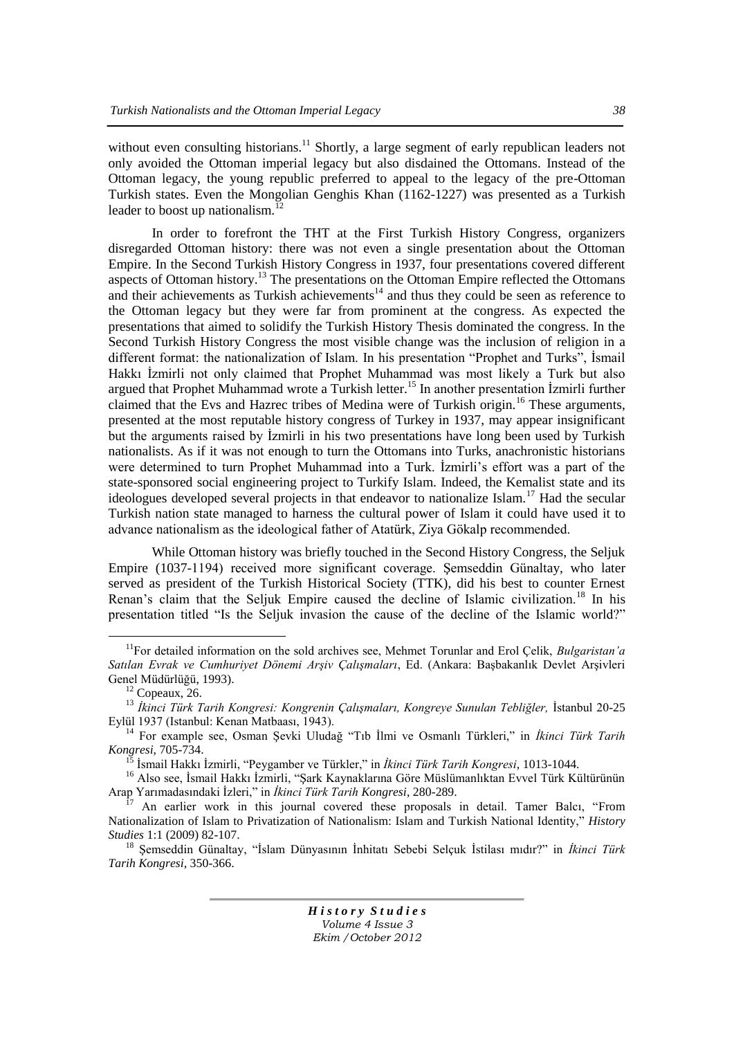without even consulting historians.[11] Shortly, a large segment of early republican leaders not only avoided the Ottoman imperial legacy but also disdained the Ottomans. Instead of the Ottoman legacy, the young republic preferred to appeal to the legacy of the pre-Ottoman Turkish states. Even the Mongolian Genghis Khan (1162-1227) was presented as a Turkish leader to boost up nationalism.[12]

In order to forefront the THT at the First Turkish History Congress, organizers disregarded Ottoman history: there was not even a single presentation about the Ottoman Empire. In the Second Turkish History Congress in 1937, four presentations covered different aspects of Ottoman history.[13] The presentations on the Ottoman Empire reflected the Ottomans and their achievements as Turkish achievements[14] and thus they could be seen as reference to the Ottoman legacy but they were far from prominent at the congress. As expected the presentations that aimed to solidify the Turkish History Thesis dominated the congress. In the Second Turkish History Congress the most visible change was the inclusion of religion in a different format: the nationalization of Islam. In his presentation "Prophet and Turks", İsmail Hakkı İzmirli not only claimed that Prophet Muhammad was most likely a Turk but also argued that Prophet Muhammad wrote a Turkish letter.[15] In another presentation İzmirli further claimed that the Evs and Hazrec tribes of Medina were of Turkish origin.[16] These arguments, presented at the most reputable history congress of Turkey in 1937, may appear insignificant but the arguments raised by İzmirli in his two presentations have long been used by Turkish nationalists. As if it was not enough to turn the Ottomans into Turks, anachronistic historians were determined to turn Prophet Muhammad into a Turk. İzmirli's effort was a part of the state-sponsored social engineering project to Turkify Islam. Indeed, the Kemalist state and its ideologues developed several projects in that endeavor to nationalize Islam.[17] Had the secular Turkish nation state managed to harness the cultural power of Islam it could have used it to advance nationalism as the ideological father of Atatürk, Ziya Gökalp recommended.

While Ottoman history was briefly touched in the Second History Congress, the Seljuk Empire (1037-1194) received more significant coverage. Şemseddin Günaltay, who later served as president of the Turkish Historical Society (TTK), did his best to counter Ernest Renan's claim that the Seljuk Empire caused the decline of Islamic civilization.[18] In his presentation titled "Is the Seljuk invasion the cause of the decline of the Islamic world?"

---

[11] For detailed information on the sold archives see, Mehmet Torunlar and Erol Çelik, *Bulgaristan'a Satılan Evrak ve Cumhuriyet Dönemi Arşiv Çalışmaları*, Ed. (Ankara: Başbakanlık Devlet Arşivleri Genel Müdürlüğü, 1993).

[12] Copeaux, 26.

[13] *İkinci Türk Tarih Kongresi: Kongrenin Çalışmaları, Kongreye Sunulan Tebliğler,* İstanbul 20-25 Eylül 1937 (Istanbul: Kenan Matbaası, 1943).

[14] For example see, Osman Şevki Uludağ "Tıb İlmi ve Osmanlı Türkleri," in *İkinci Türk Tarih Kongresi*, 705-734.

[15] İsmail Hakkı İzmirli, "Peygamber ve Türkler," in *İkinci Türk Tarih Kongresi*, 1013-1044.

[16] Also see, İsmail Hakkı İzmirli, "Şark Kaynaklarına Göre Müslümanlıktan Evvel Türk Kültürünün Arap Yarımadasındaki İzleri," in *İkinci Türk Tarih Kongresi*, 280-289.

[17] An earlier work in this journal covered these proposals in detail. Tamer Balcı, "From Nationalization of Islam to Privatization of Nationalism: Islam and Turkish National Identity," *History Studies* 1:1 (2009) 82-107.

[18] Şemseddin Günaltay, "İslam Dünyasının İnhitatı Sebebi Selçuk İstilası mıdır?" in *İkinci Türk Tarih Kongresi*, 350-366.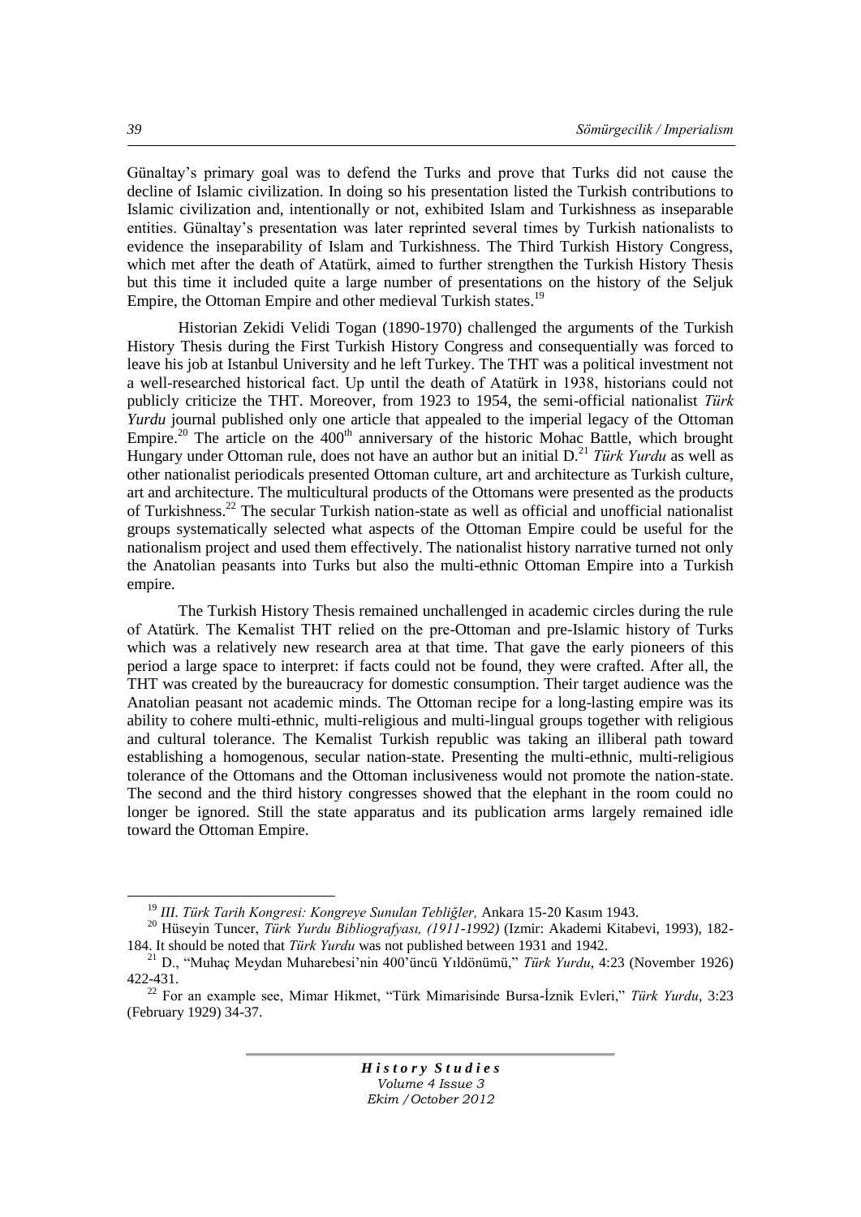Günaltay's primary goal was to defend the Turks and prove that Turks did not cause the decline of Islamic civilization. In doing so his presentation listed the Turkish contributions to Islamic civilization and, intentionally or not, exhibited Islam and Turkishness as inseparable entities. Günaltay's presentation was later reprinted several times by Turkish nationalists to evidence the inseparability of Islam and Turkishness. The Third Turkish History Congress, which met after the death of Atatürk, aimed to further strengthen the Turkish History Thesis but this time it included quite a large number of presentations on the history of the Seljuk Empire, the Ottoman Empire and other medieval Turkish states.[19]

Historian Zekidi Velidi Togan (1890-1970) challenged the arguments of the Turkish History Thesis during the First Turkish History Congress and consequentially was forced to leave his job at Istanbul University and he left Turkey. The THT was a political investment not a well-researched historical fact. Up until the death of Atatürk in 1938, historians could not publicly criticize the THT. Moreover, from 1923 to 1954, the semi-official nationalist *Türk Yurdu* journal published only one article that appealed to the imperial legacy of the Ottoman Empire.[20] The article on the 400th anniversary of the historic Mohac Battle, which brought Hungary under Ottoman rule, does not have an author but an initial D.[21] *Türk Yurdu* as well as other nationalist periodicals presented Ottoman culture, art and architecture as Turkish culture, art and architecture. The multicultural products of the Ottomans were presented as the products of Turkishness.[22] The secular Turkish nation-state as well as official and unofficial nationalist groups systematically selected what aspects of the Ottoman Empire could be useful for the nationalism project and used them effectively. The nationalist history narrative turned not only the Anatolian peasants into Turks but also the multi-ethnic Ottoman Empire into a Turkish empire.

The Turkish History Thesis remained unchallenged in academic circles during the rule of Atatürk. The Kemalist THT relied on the pre-Ottoman and pre-Islamic history of Turks which was a relatively new research area at that time. That gave the early pioneers of this period a large space to interpret: if facts could not be found, they were crafted. After all, the THT was created by the bureaucracy for domestic consumption. Their target audience was the Anatolian peasant not academic minds. The Ottoman recipe for a long-lasting empire was its ability to cohere multi-ethnic, multi-religious and multi-lingual groups together with religious and cultural tolerance. The Kemalist Turkish republic was taking an illiberal path toward establishing a homogenous, secular nation-state. Presenting the multi-ethnic, multi-religious tolerance of the Ottomans and the Ottoman inclusiveness would not promote the nation-state. The second and the third history congresses showed that the elephant in the room could no longer be ignored. Still the state apparatus and its publication arms largely remained idle toward the Ottoman Empire.

---

[19] *III. Türk Tarih Kongresi: Kongreye Sunulan Tebliğler,* Ankara 15-20 Kasım 1943.

[20] Hüseyin Tuncer, *Türk Yurdu Bibliografyası, (1911-1992)* (Izmir: Akademi Kitabevi, 1993), 182-184. It should be noted that *Türk Yurdu* was not published between 1931 and 1942.

[21] D., "Muhaç Meydan Muharebesi'nin 400'üncü Yıldönümü," *Türk Yurdu*, 4:23 (November 1926) 422-431.

[22] For an example see, Mimar Hikmet, "Türk Mimarisinde Bursa-İznik Evleri," *Türk Yurdu*, 3:23 (February 1929) 34-37.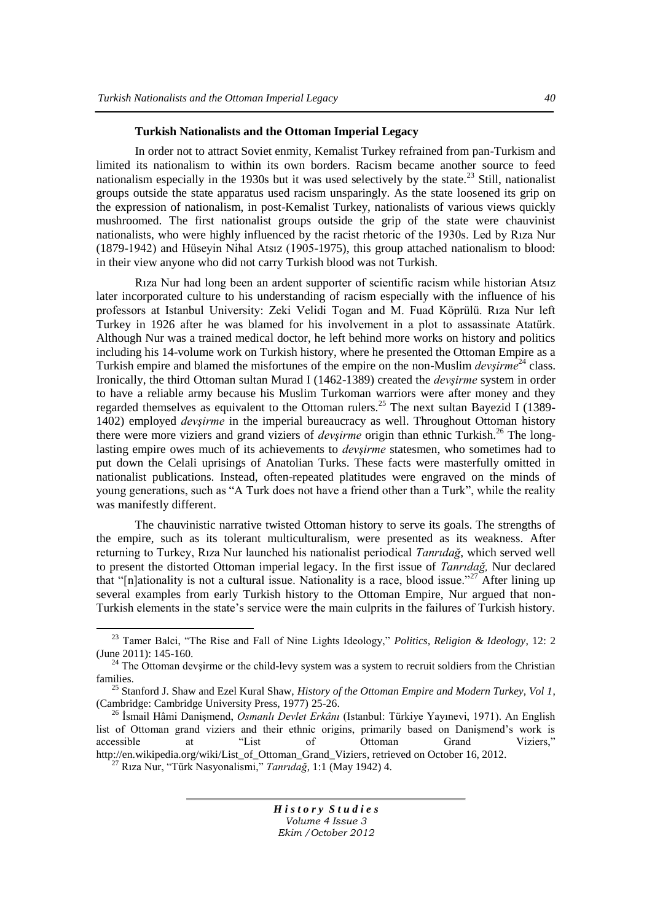### Turkish Nationalists and the Ottoman Imperial Legacy

In order not to attract Soviet enmity, Kemalist Turkey refrained from pan-Turkism and limited its nationalism to within its own borders. Racism became another source to feed nationalism especially in the 1930s but it was used selectively by the state.[23] Still, nationalist groups outside the state apparatus used racism unsparingly. As the state loosened its grip on the expression of nationalism, in post-Kemalist Turkey, nationalists of various views quickly mushroomed. The first nationalist groups outside the grip of the state were chauvinist nationalists, who were highly influenced by the racist rhetoric of the 1930s. Led by Rıza Nur (1879-1942) and Hüseyin Nihal Atsız (1905-1975), this group attached nationalism to blood: in their view anyone who did not carry Turkish blood was not Turkish.

Rıza Nur had long been an ardent supporter of scientific racism while historian Atsız later incorporated culture to his understanding of racism especially with the influence of his professors at Istanbul University: Zeki Velidi Togan and M. Fuad Köprülü. Rıza Nur left Turkey in 1926 after he was blamed for his involvement in a plot to assassinate Atatürk. Although Nur was a trained medical doctor, he left behind more works on history and politics including his 14-volume work on Turkish history, where he presented the Ottoman Empire as a Turkish empire and blamed the misfortunes of the empire on the non-Muslim *devşirme*[24] class. Ironically, the third Ottoman sultan Murad I (1462-1389) created the *devşirme* system in order to have a reliable army because his Muslim Turkoman warriors were after money and they regarded themselves as equivalent to the Ottoman rulers.[25] The next sultan Bayezid I (1389-1402) employed *devşirme* in the imperial bureaucracy as well. Throughout Ottoman history there were more viziers and grand viziers of *devşirme* origin than ethnic Turkish.[26] The long-lasting empire owes much of its achievements to *devşirme* statesmen, who sometimes had to put down the Celali uprisings of Anatolian Turks. These facts were masterfully omitted in nationalist publications. Instead, often-repeated platitudes were engraved on the minds of young generations, such as "A Turk does not have a friend other than a Turk", while the reality was manifestly different.

The chauvinistic narrative twisted Ottoman history to serve its goals. The strengths of the empire, such as its tolerant multiculturalism, were presented as its weakness. After returning to Turkey, Rıza Nur launched his nationalist periodical *Tanrıdağ*, which served well to present the distorted Ottoman imperial legacy. In the first issue of *Tanrıdağ,* Nur declared that "[n]ationality is not a cultural issue. Nationality is a race, blood issue."[27] After lining up several examples from early Turkish history to the Ottoman Empire, Nur argued that non-Turkish elements in the state's service were the main culprits in the failures of Turkish history.

---

[23] Tamer Balci, "The Rise and Fall of Nine Lights Ideology," *Politics, Religion & Ideology*, 12: 2 (June 2011): 145-160.

[24] The Ottoman devşirme or the child-levy system was a system to recruit soldiers from the Christian families.

[25] Stanford J. Shaw and Ezel Kural Shaw, *History of the Ottoman Empire and Modern Turkey, Vol 1*, (Cambridge: Cambridge University Press, 1977) 25-26.

[26] İsmail Hâmi Danişmend, *Osmanlı Devlet Erkânı* (Istanbul: Türkiye Yayınevi, 1971). An English list of Ottoman grand viziers and their ethnic origins, primarily based on Danişmend's work is accessible at "List of Ottoman Grand Viziers," http://en.wikipedia.org/wiki/List_of_Ottoman_Grand_Viziers, retrieved on October 16, 2012.

[27] Rıza Nur, "Türk Nasyonalismi," *Tanrıdağ*, 1:1 (May 1942) 4.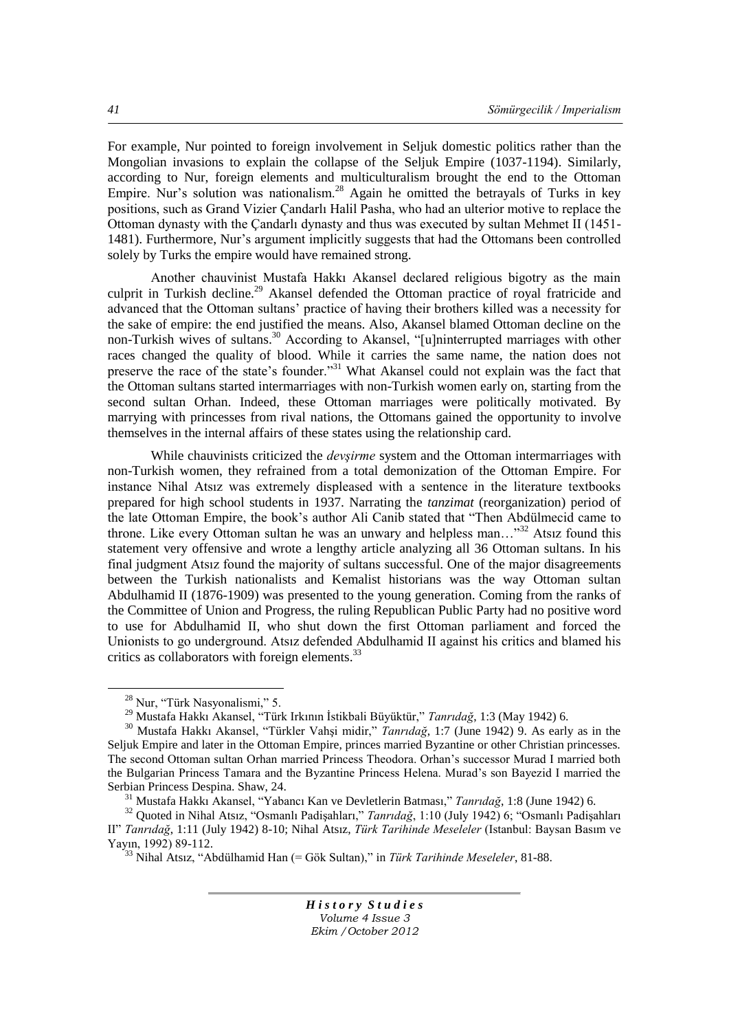For example, Nur pointed to foreign involvement in Seljuk domestic politics rather than the Mongolian invasions to explain the collapse of the Seljuk Empire (1037-1194). Similarly, according to Nur, foreign elements and multiculturalism brought the end to the Ottoman Empire. Nur's solution was nationalism.[28] Again he omitted the betrayals of Turks in key positions, such as Grand Vizier Çandarlı Halil Pasha, who had an ulterior motive to replace the Ottoman dynasty with the Çandarlı dynasty and thus was executed by sultan Mehmet II (1451-1481). Furthermore, Nur's argument implicitly suggests that had the Ottomans been controlled solely by Turks the empire would have remained strong.

Another chauvinist Mustafa Hakkı Akansel declared religious bigotry as the main culprit in Turkish decline.[29] Akansel defended the Ottoman practice of royal fratricide and advanced that the Ottoman sultans' practice of having their brothers killed was a necessity for the sake of empire: the end justified the means. Also, Akansel blamed Ottoman decline on the non-Turkish wives of sultans.[30] According to Akansel, "[u]ninterrupted marriages with other races changed the quality of blood. While it carries the same name, the nation does not preserve the race of the state's founder."[31] What Akansel could not explain was the fact that the Ottoman sultans started intermarriages with non-Turkish women early on, starting from the second sultan Orhan. Indeed, these Ottoman marriages were politically motivated. By marrying with princesses from rival nations, the Ottomans gained the opportunity to involve themselves in the internal affairs of these states using the relationship card.

While chauvinists criticized the *devşirme* system and the Ottoman intermarriages with non-Turkish women, they refrained from a total demonization of the Ottoman Empire. For instance Nihal Atsız was extremely displeased with a sentence in the literature textbooks prepared for high school students in 1937. Narrating the *tanzimat* (reorganization) period of the late Ottoman Empire, the book's author Ali Canib stated that "Then Abdülmecid came to throne. Like every Ottoman sultan he was an unwary and helpless man…"[32] Atsız found this statement very offensive and wrote a lengthy article analyzing all 36 Ottoman sultans. In his final judgment Atsız found the majority of sultans successful. One of the major disagreements between the Turkish nationalists and Kemalist historians was the way Ottoman sultan Abdulhamid II (1876-1909) was presented to the young generation. Coming from the ranks of the Committee of Union and Progress, the ruling Republican Public Party had no positive word to use for Abdulhamid II, who shut down the first Ottoman parliament and forced the Unionists to go underground. Atsız defended Abdulhamid II against his critics and blamed his critics as collaborators with foreign elements.[33]

---

[28] Nur, "Türk Nasyonalismi," 5.

[29] Mustafa Hakkı Akansel, "Türk Irkının İstikbali Büyüktür," *Tanrıdağ*, 1:3 (May 1942) 6.

[30] Mustafa Hakkı Akansel, "Türkler Vahşi midir," *Tanrıdağ*, 1:7 (June 1942) 9. As early as in the Seljuk Empire and later in the Ottoman Empire, princes married Byzantine or other Christian princesses. The second Ottoman sultan Orhan married Princess Theodora. Orhan's successor Murad I married both the Bulgarian Princess Tamara and the Byzantine Princess Helena. Murad's son Bayezid I married the Serbian Princess Despina. Shaw, 24.

[31] Mustafa Hakkı Akansel, "Yabancı Kan ve Devletlerin Batması," *Tanrıdağ*, 1:8 (June 1942) 6.

[32] Quoted in Nihal Atsız, "Osmanlı Padişahları," *Tanrıdağ*, 1:10 (July 1942) 6; "Osmanlı Padişahları II" *Tanrıdağ*, 1:11 (July 1942) 8-10; Nihal Atsız, *Türk Tarihinde Meseleler* (Istanbul: Baysan Basım ve Yayın, 1992) 89-112.

[33] Nihal Atsız, "Abdülhamid Han (= Gök Sultan)," in *Türk Tarihinde Meseleler*, 81-88.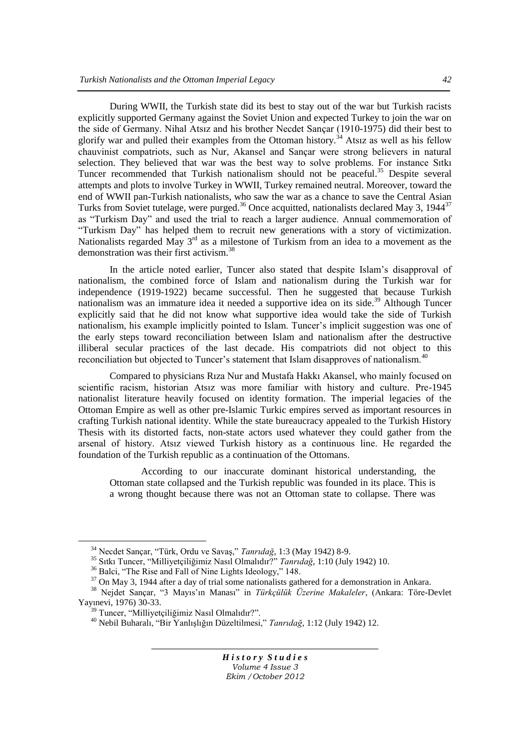During WWII, the Turkish state did its best to stay out of the war but Turkish racists explicitly supported Germany against the Soviet Union and expected Turkey to join the war on the side of Germany. Nihal Atsız and his brother Necdet Sançar (1910-1975) did their best to glorify war and pulled their examples from the Ottoman history.[34] Atsız as well as his fellow chauvinist compatriots, such as Nur, Akansel and Sançar were strong believers in natural selection. They believed that war was the best way to solve problems. For instance Sıtkı Tuncer recommended that Turkish nationalism should not be peaceful.[35] Despite several attempts and plots to involve Turkey in WWII, Turkey remained neutral. Moreover, toward the end of WWII pan-Turkish nationalists, who saw the war as a chance to save the Central Asian Turks from Soviet tutelage, were purged.[36] Once acquitted, nationalists declared May 3, 1944[37] as "Turkism Day" and used the trial to reach a larger audience. Annual commemoration of "Turkism Day" has helped them to recruit new generations with a story of victimization. Nationalists regarded May 3rd as a milestone of Turkism from an idea to a movement as the demonstration was their first activism.[38]

In the article noted earlier, Tuncer also stated that despite Islam's disapproval of nationalism, the combined force of Islam and nationalism during the Turkish war for independence (1919-1922) became successful. Then he suggested that because Turkish nationalism was an immature idea it needed a supportive idea on its side.[39] Although Tuncer explicitly said that he did not know what supportive idea would take the side of Turkish nationalism, his example implicitly pointed to Islam. Tuncer's implicit suggestion was one of the early steps toward reconciliation between Islam and nationalism after the destructive illiberal secular practices of the last decade. His compatriots did not object to this reconciliation but objected to Tuncer's statement that Islam disapproves of nationalism.[40]

Compared to physicians Rıza Nur and Mustafa Hakkı Akansel, who mainly focused on scientific racism, historian Atsız was more familiar with history and culture. Pre-1945 nationalist literature heavily focused on identity formation. The imperial legacies of the Ottoman Empire as well as other pre-Islamic Turkic empires served as important resources in crafting Turkish national identity. While the state bureaucracy appealed to the Turkish History Thesis with its distorted facts, non-state actors used whatever they could gather from the arsenal of history. Atsız viewed Turkish history as a continuous line. He regarded the foundation of the Turkish republic as a continuation of the Ottomans.

> According to our inaccurate dominant historical understanding, the Ottoman state collapsed and the Turkish republic was founded in its place. This is a wrong thought because there was not an Ottoman state to collapse. There was

---

[34] Necdet Sançar, "Türk, Ordu ve Savaş," *Tanrıdağ*, 1:3 (May 1942) 8-9.

[35] Sıtkı Tuncer, "Milliyetçiliğimiz Nasıl Olmalıdır?" *Tanrıdağ*, 1:10 (July 1942) 10.

[36] Balci, "The Rise and Fall of Nine Lights Ideology," 148.

[37] On May 3, 1944 after a day of trial some nationalists gathered for a demonstration in Ankara.

[38] Nejdet Sançar, "3 Mayıs'ın Manası" in *Türkçülük Üzerine Makaleler*, (Ankara: Töre-Devlet Yayınevi, 1976) 30-33.

[39] Tuncer, "Milliyetçiliğimiz Nasıl Olmalıdır?".

[40] Nebil Buharalı, "Bir Yanlışlığın Düzeltilmesi," *Tanrıdağ*, 1:12 (July 1942) 12.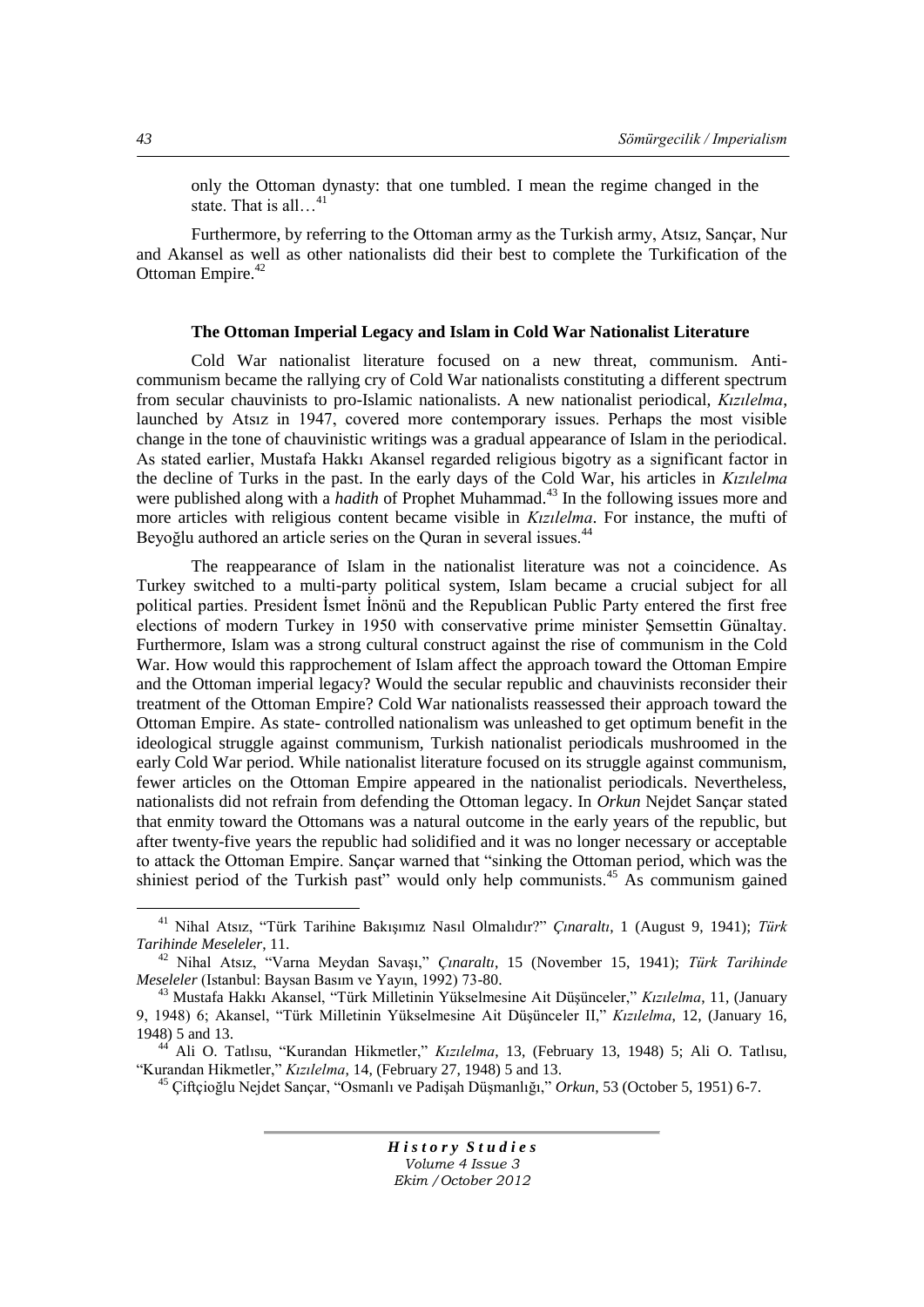only the Ottoman dynasty: that one tumbled. I mean the regime changed in the state. That is all…[41]

Furthermore, by referring to the Ottoman army as the Turkish army, Atsız, Sançar, Nur and Akansel as well as other nationalists did their best to complete the Turkification of the Ottoman Empire.[42]

### The Ottoman Imperial Legacy and Islam in Cold War Nationalist Literature

Cold War nationalist literature focused on a new threat, communism. Anti-communism became the rallying cry of Cold War nationalists constituting a different spectrum from secular chauvinists to pro-Islamic nationalists. A new nationalist periodical, *Kızılelma*, launched by Atsız in 1947, covered more contemporary issues. Perhaps the most visible change in the tone of chauvinistic writings was a gradual appearance of Islam in the periodical. As stated earlier, Mustafa Hakkı Akansel regarded religious bigotry as a significant factor in the decline of Turks in the past. In the early days of the Cold War, his articles in *Kızılelma* were published along with a *hadith* of Prophet Muhammad.[43] In the following issues more and more articles with religious content became visible in *Kızılelma*. For instance, the mufti of Beyoğlu authored an article series on the Quran in several issues.[44]

The reappearance of Islam in the nationalist literature was not a coincidence. As Turkey switched to a multi-party political system, Islam became a crucial subject for all political parties. President İsmet İnönü and the Republican Public Party entered the first free elections of modern Turkey in 1950 with conservative prime minister Şemsettin Günaltay. Furthermore, Islam was a strong cultural construct against the rise of communism in the Cold War. How would this rapprochement of Islam affect the approach toward the Ottoman Empire and the Ottoman imperial legacy? Would the secular republic and chauvinists reconsider their treatment of the Ottoman Empire? Cold War nationalists reassessed their approach toward the Ottoman Empire. As state- controlled nationalism was unleashed to get optimum benefit in the ideological struggle against communism, Turkish nationalist periodicals mushroomed in the early Cold War period. While nationalist literature focused on its struggle against communism, fewer articles on the Ottoman Empire appeared in the nationalist periodicals. Nevertheless, nationalists did not refrain from defending the Ottoman legacy. In *Orkun* Nejdet Sançar stated that enmity toward the Ottomans was a natural outcome in the early years of the republic, but after twenty-five years the republic had solidified and it was no longer necessary or acceptable to attack the Ottoman Empire. Sançar warned that "sinking the Ottoman period, which was the shiniest period of the Turkish past" would only help communists.[45] As communism gained

---

[41] Nihal Atsız, "Türk Tarihine Bakışımız Nasıl Olmalıdır?" *Çınaraltı*, 1 (August 9, 1941); *Türk Tarihinde Meseleler*, 11.

[42] Nihal Atsız, "Varna Meydan Savaşı," *Çınaraltı*, 15 (November 15, 1941); *Türk Tarihinde Meseleler* (Istanbul: Baysan Basım ve Yayın, 1992) 73-80.

[43] Mustafa Hakkı Akansel, "Türk Milletinin Yükselmesine Ait Düşünceler," *Kızılelma*, 11, (January 9, 1948) 6; Akansel, "Türk Milletinin Yükselmesine Ait Düşünceler II," *Kızılelma*, 12, (January 16, 1948) 5 and 13.

[44] Ali O. Tatlısu, "Kurandan Hikmetler," *Kızılelma*, 13, (February 13, 1948) 5; Ali O. Tatlısu, "Kurandan Hikmetler," *Kızılelma*, 14, (February 27, 1948) 5 and 13.

[45] Çiftçioğlu Nejdet Sançar, "Osmanlı ve Padişah Düşmanlığı," *Orkun*, 53 (October 5, 1951) 6-7.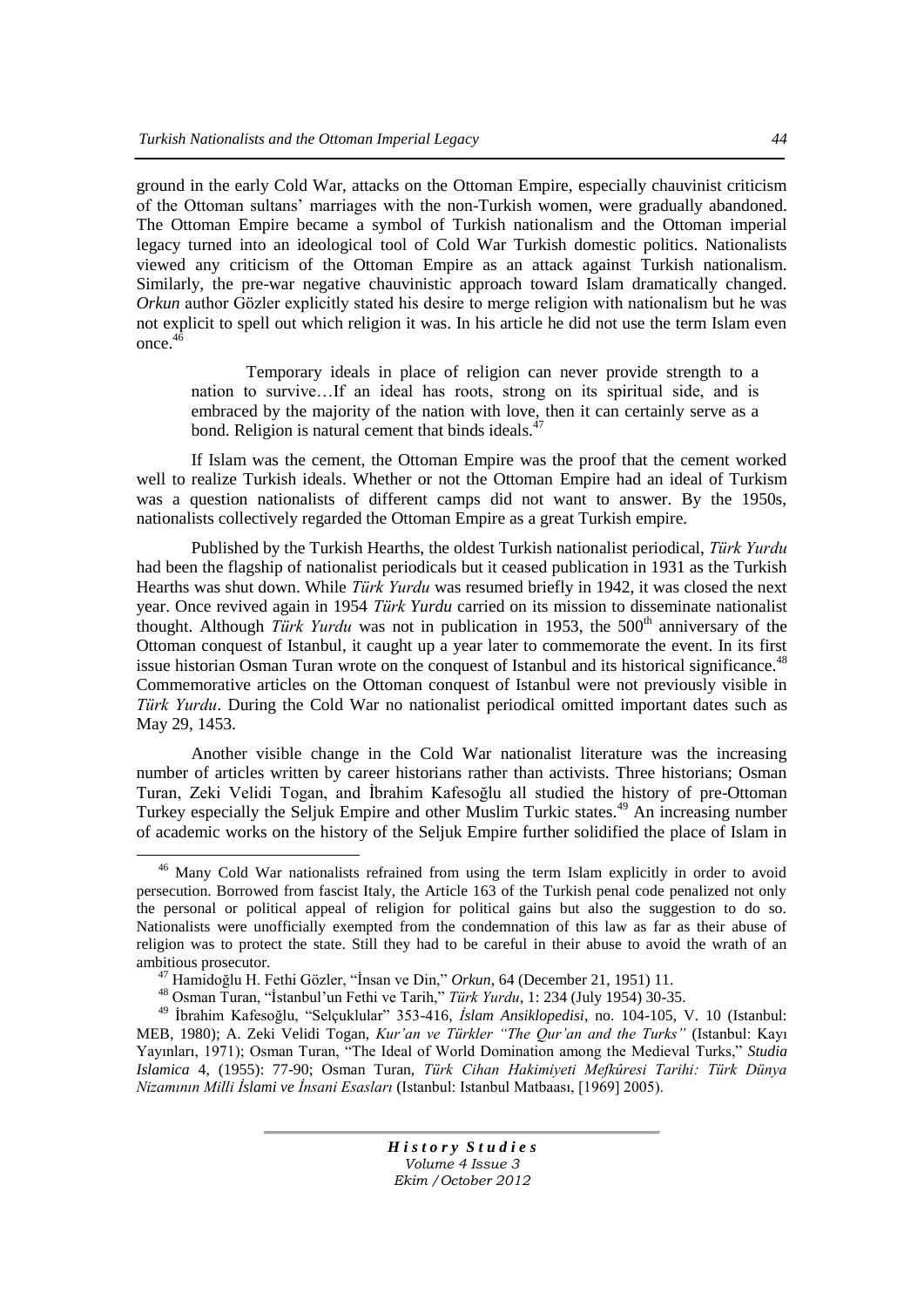ground in the early Cold War, attacks on the Ottoman Empire, especially chauvinist criticism of the Ottoman sultans' marriages with the non-Turkish women, were gradually abandoned. The Ottoman Empire became a symbol of Turkish nationalism and the Ottoman imperial legacy turned into an ideological tool of Cold War Turkish domestic politics. Nationalists viewed any criticism of the Ottoman Empire as an attack against Turkish nationalism. Similarly, the pre-war negative chauvinistic approach toward Islam dramatically changed. *Orkun* author Gözler explicitly stated his desire to merge religion with nationalism but he was not explicit to spell out which religion it was. In his article he did not use the term Islam even once.[46]

> Temporary ideals in place of religion can never provide strength to a nation to survive…If an ideal has roots, strong on its spiritual side, and is embraced by the majority of the nation with love, then it can certainly serve as a bond. Religion is natural cement that binds ideals.[47]

If Islam was the cement, the Ottoman Empire was the proof that the cement worked well to realize Turkish ideals. Whether or not the Ottoman Empire had an ideal of Turkism was a question nationalists of different camps did not want to answer. By the 1950s, nationalists collectively regarded the Ottoman Empire as a great Turkish empire.

Published by the Turkish Hearths, the oldest Turkish nationalist periodical, *Türk Yurdu* had been the flagship of nationalist periodicals but it ceased publication in 1931 as the Turkish Hearths was shut down. While *Türk Yurdu* was resumed briefly in 1942, it was closed the next year. Once revived again in 1954 *Türk Yurdu* carried on its mission to disseminate nationalist thought. Although *Türk Yurdu* was not in publication in 1953, the 500th anniversary of the Ottoman conquest of Istanbul, it caught up a year later to commemorate the event. In its first issue historian Osman Turan wrote on the conquest of Istanbul and its historical significance.[48] Commemorative articles on the Ottoman conquest of Istanbul were not previously visible in *Türk Yurdu*. During the Cold War no nationalist periodical omitted important dates such as May 29, 1453.

Another visible change in the Cold War nationalist literature was the increasing number of articles written by career historians rather than activists. Three historians; Osman Turan, Zeki Velidi Togan, and İbrahim Kafesoğlu all studied the history of pre-Ottoman Turkey especially the Seljuk Empire and other Muslim Turkic states.[49] An increasing number of academic works on the history of the Seljuk Empire further solidified the place of Islam in

---

[46] Many Cold War nationalists refrained from using the term Islam explicitly in order to avoid persecution. Borrowed from fascist Italy, the Article 163 of the Turkish penal code penalized not only the personal or political appeal of religion for political gains but also the suggestion to do so. Nationalists were unofficially exempted from the condemnation of this law as far as their abuse of religion was to protect the state. Still they had to be careful in their abuse to avoid the wrath of an ambitious prosecutor.

[47] Hamidoğlu H. Fethi Gözler, "İnsan ve Din," *Orkun*, 64 (December 21, 1951) 11.

[48] Osman Turan, "İstanbul'un Fethi ve Tarih," *Türk Yurdu*, 1: 234 (July 1954) 30-35.

[49] İbrahim Kafesoğlu, "Selçuklular" 353-416, *İslam Ansiklopedisi*, no. 104-105, V. 10 (Istanbul: MEB, 1980); A. Zeki Velidi Togan, *Kur'an ve Türkler "The Qur'an and the Turks"* (Istanbul: Kayı Yayınları, 1971); Osman Turan, "The Ideal of World Domination among the Medieval Turks," *Studia Islamica* 4, (1955): 77-90; Osman Turan, *Türk Cihan Hakimiyeti Mefkûresi Tarihi: Türk Dünya Nizamının Milli İslami ve İnsani Esasları* (Istanbul: Istanbul Matbaası, [1969] 2005).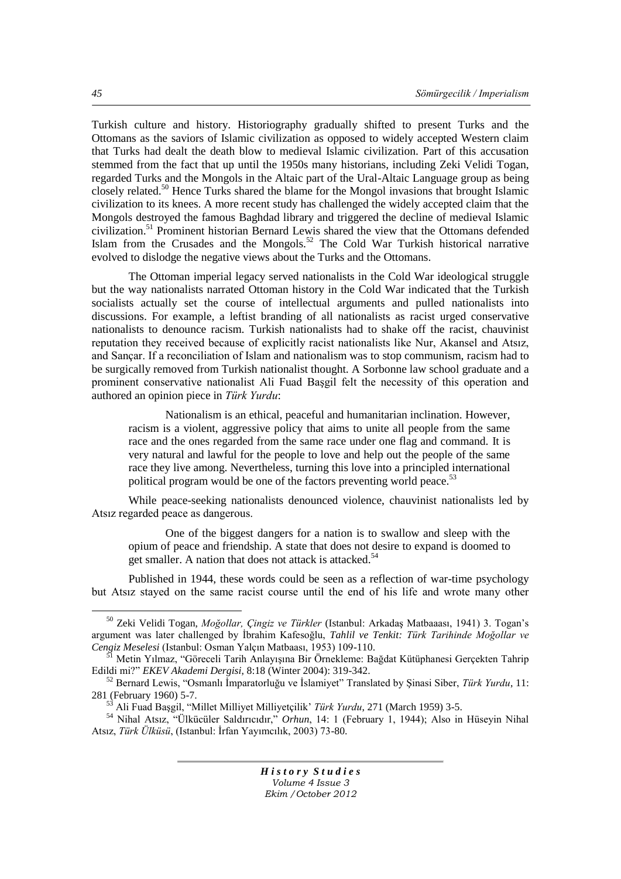Turkish culture and history. Historiography gradually shifted to present Turks and the Ottomans as the saviors of Islamic civilization as opposed to widely accepted Western claim that Turks had dealt the death blow to medieval Islamic civilization. Part of this accusation stemmed from the fact that up until the 1950s many historians, including Zeki Velidi Togan, regarded Turks and the Mongols in the Altaic part of the Ural-Altaic Language group as being closely related.[50] Hence Turks shared the blame for the Mongol invasions that brought Islamic civilization to its knees. A more recent study has challenged the widely accepted claim that the Mongols destroyed the famous Baghdad library and triggered the decline of medieval Islamic civilization.[51] Prominent historian Bernard Lewis shared the view that the Ottomans defended Islam from the Crusades and the Mongols.[52] The Cold War Turkish historical narrative evolved to dislodge the negative views about the Turks and the Ottomans.

The Ottoman imperial legacy served nationalists in the Cold War ideological struggle but the way nationalists narrated Ottoman history in the Cold War indicated that the Turkish socialists actually set the course of intellectual arguments and pulled nationalists into discussions. For example, a leftist branding of all nationalists as racist urged conservative nationalists to denounce racism. Turkish nationalists had to shake off the racist, chauvinist reputation they received because of explicitly racist nationalists like Nur, Akansel and Atsız, and Sançar. If a reconciliation of Islam and nationalism was to stop communism, racism had to be surgically removed from Turkish nationalist thought. A Sorbonne law school graduate and a prominent conservative nationalist Ali Fuad Başgil felt the necessity of this operation and authored an opinion piece in *Türk Yurdu*:

> Nationalism is an ethical, peaceful and humanitarian inclination. However, racism is a violent, aggressive policy that aims to unite all people from the same race and the ones regarded from the same race under one flag and command. It is very natural and lawful for the people to love and help out the people of the same race they live among. Nevertheless, turning this love into a principled international political program would be one of the factors preventing world peace.[53]

While peace-seeking nationalists denounced violence, chauvinist nationalists led by Atsız regarded peace as dangerous.

> One of the biggest dangers for a nation is to swallow and sleep with the opium of peace and friendship. A state that does not desire to expand is doomed to get smaller. A nation that does not attack is attacked.[54]

Published in 1944, these words could be seen as a reflection of war-time psychology but Atsız stayed on the same racist course until the end of his life and wrote many other

---

[50] Zeki Velidi Togan, *Moğollar, Çingiz ve Türkler* (Istanbul: Arkadaş Matbaaası, 1941) 3. Togan's argument was later challenged by İbrahim Kafesoğlu, *Tahlil ve Tenkit: Türk Tarihinde Moğollar ve Cengiz Meselesi* (Istanbul: Osman Yalçın Matbaası, 1953) 109-110.

[51] Metin Yılmaz, "Göreceli Tarih Anlayışına Bir Örnekleme: Bağdat Kütüphanesi Gerçekten Tahrip Edildi mi?" *EKEV Akademi Dergisi*, 8:18 (Winter 2004): 319-342.

[52] Bernard Lewis, "Osmanlı İmparatorluğu ve İslamiyet" Translated by Şinasi Siber, *Türk Yurdu*, 11: 281 (February 1960) 5-7.

[53] Ali Fuad Başgil, "Millet Milliyet Milliyetçilik' *Türk Yurdu*, 271 (March 1959) 3-5.

[54] Nihal Atsız, "Ülkücüler Saldırıcıdır," *Orhun*, 14: 1 (February 1, 1944); Also in Hüseyin Nihal Atsız, *Türk Ülküsü*, (Istanbul: İrfan Yayımcılık, 2003) 73-80.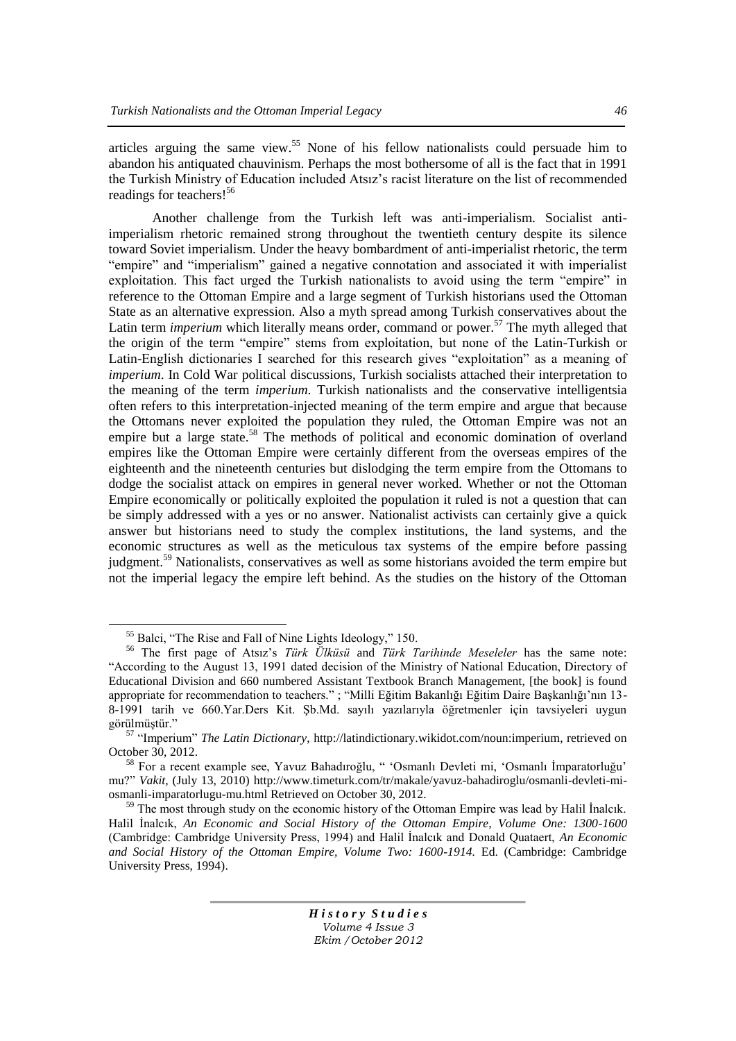articles arguing the same view.[55] None of his fellow nationalists could persuade him to abandon his antiquated chauvinism. Perhaps the most bothersome of all is the fact that in 1991 the Turkish Ministry of Education included Atsız's racist literature on the list of recommended readings for teachers![56]

Another challenge from the Turkish left was anti-imperialism. Socialist anti-imperialism rhetoric remained strong throughout the twentieth century despite its silence toward Soviet imperialism. Under the heavy bombardment of anti-imperialist rhetoric, the term "empire" and "imperialism" gained a negative connotation and associated it with imperialist exploitation. This fact urged the Turkish nationalists to avoid using the term "empire" in reference to the Ottoman Empire and a large segment of Turkish historians used the Ottoman State as an alternative expression. Also a myth spread among Turkish conservatives about the Latin term *imperium* which literally means order, command or power.[57] The myth alleged that the origin of the term "empire" stems from exploitation, but none of the Latin-Turkish or Latin-English dictionaries I searched for this research gives "exploitation" as a meaning of *imperium*. In Cold War political discussions, Turkish socialists attached their interpretation to the meaning of the term *imperium*. Turkish nationalists and the conservative intelligentsia often refers to this interpretation-injected meaning of the term empire and argue that because the Ottomans never exploited the population they ruled, the Ottoman Empire was not an empire but a large state.[58] The methods of political and economic domination of overland empires like the Ottoman Empire were certainly different from the overseas empires of the eighteenth and the nineteenth centuries but dislodging the term empire from the Ottomans to dodge the socialist attack on empires in general never worked. Whether or not the Ottoman Empire economically or politically exploited the population it ruled is not a question that can be simply addressed with a yes or no answer. Nationalist activists can certainly give a quick answer but historians need to study the complex institutions, the land systems, and the economic structures as well as the meticulous tax systems of the empire before passing judgment.[59] Nationalists, conservatives as well as some historians avoided the term empire but not the imperial legacy the empire left behind. As the studies on the history of the Ottoman

---

[55] Balci, "The Rise and Fall of Nine Lights Ideology," 150.

[56] The first page of Atsız's *Türk Ülküsü* and *Türk Tarihinde Meseleler* has the same note: "According to the August 13, 1991 dated decision of the Ministry of National Education, Directory of Educational Division and 660 numbered Assistant Textbook Branch Management, [the book] is found appropriate for recommendation to teachers." ; "Milli Eğitim Bakanlığı Eğitim Daire Başkanlığı'nın 13-8-1991 tarih ve 660.Yar.Ders Kit. Şb.Md. sayılı yazılarıyla öğretmenler için tavsiyeleri uygun görülmüştür."

[57] "Imperium" *The Latin Dictionary*, http://latindictionary.wikidot.com/noun:imperium, retrieved on October 30, 2012.

[58] For a recent example see, Yavuz Bahadıroğlu, " 'Osmanlı Devleti mi, 'Osmanlı İmparatorluğu' mu?" *Vakit*, (July 13, 2010) http://www.timeturk.com/tr/makale/yavuz-bahadiroglu/osmanli-devleti-mi-osmanli-imparatorlugu-mu.html Retrieved on October 30, 2012.

[59] The most through study on the economic history of the Ottoman Empire was lead by Halil İnalcık. Halil İnalcık, *An Economic and Social History of the Ottoman Empire, Volume One: 1300-1600* (Cambridge: Cambridge University Press, 1994) and Halil İnalcık and Donald Quataert, *An Economic and Social History of the Ottoman Empire, Volume Two: 1600-1914.* Ed. (Cambridge: Cambridge University Press, 1994).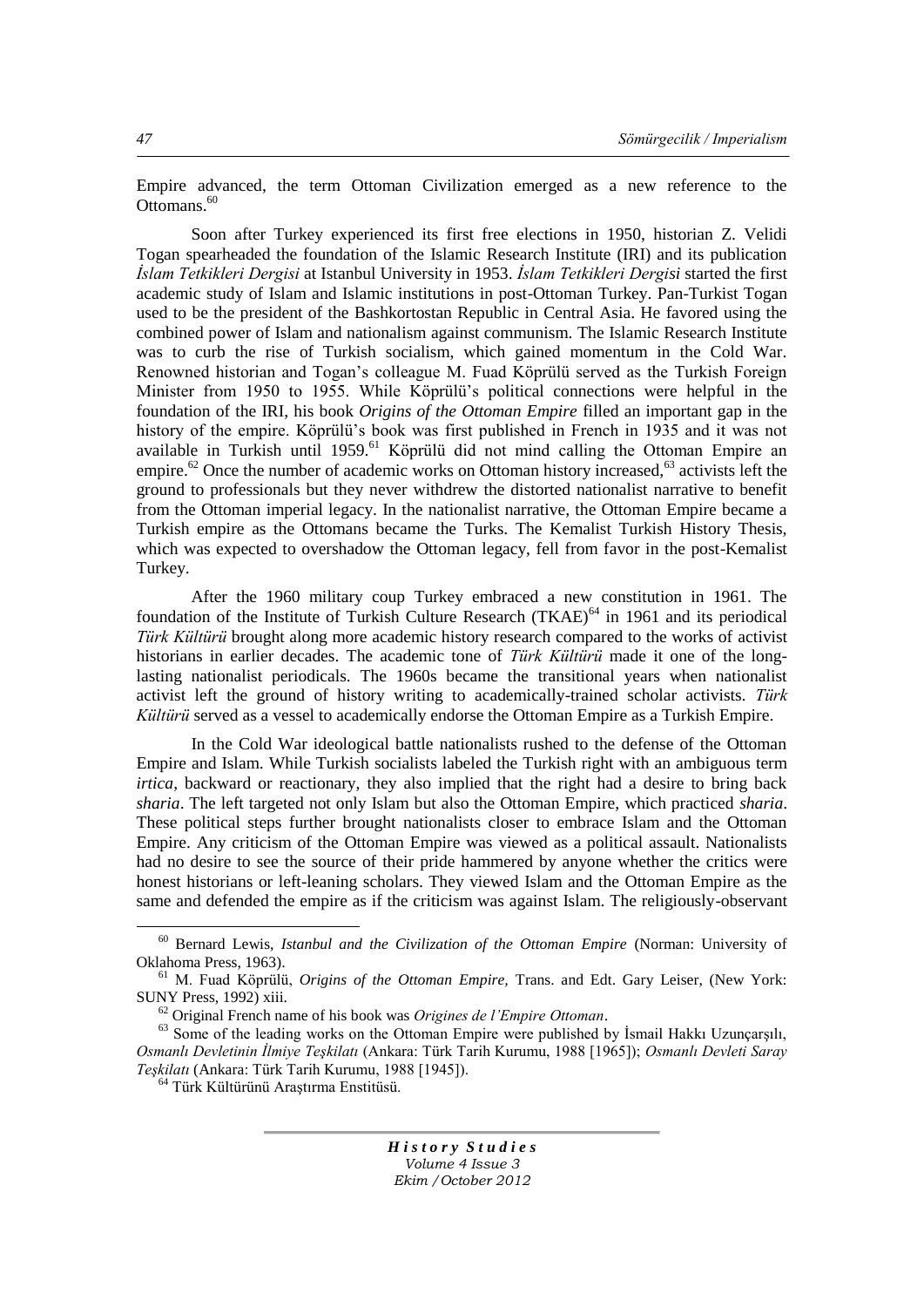Empire advanced, the term Ottoman Civilization emerged as a new reference to the Ottomans.[60]

Soon after Turkey experienced its first free elections in 1950, historian Z. Velidi Togan spearheaded the foundation of the Islamic Research Institute (IRI) and its publication *İslam Tetkikleri Dergisi* at Istanbul University in 1953. *İslam Tetkikleri Dergisi* started the first academic study of Islam and Islamic institutions in post-Ottoman Turkey. Pan-Turkist Togan used to be the president of the Bashkortostan Republic in Central Asia. He favored using the combined power of Islam and nationalism against communism. The Islamic Research Institute was to curb the rise of Turkish socialism, which gained momentum in the Cold War. Renowned historian and Togan's colleague M. Fuad Köprülü served as the Turkish Foreign Minister from 1950 to 1955. While Köprülü's political connections were helpful in the foundation of the IRI, his book *Origins of the Ottoman Empire* filled an important gap in the history of the empire. Köprülü's book was first published in French in 1935 and it was not available in Turkish until 1959.[61] Köprülü did not mind calling the Ottoman Empire an empire.[62] Once the number of academic works on Ottoman history increased,[63] activists left the ground to professionals but they never withdrew the distorted nationalist narrative to benefit from the Ottoman imperial legacy. In the nationalist narrative, the Ottoman Empire became a Turkish empire as the Ottomans became the Turks. The Kemalist Turkish History Thesis, which was expected to overshadow the Ottoman legacy, fell from favor in the post-Kemalist Turkey.

After the 1960 military coup Turkey embraced a new constitution in 1961. The foundation of the Institute of Turkish Culture Research (TKAE)[64] in 1961 and its periodical *Türk Kültürü* brought along more academic history research compared to the works of activist historians in earlier decades. The academic tone of *Türk Kültürü* made it one of the long-lasting nationalist periodicals. The 1960s became the transitional years when nationalist activist left the ground of history writing to academically-trained scholar activists. *Türk Kültürü* served as a vessel to academically endorse the Ottoman Empire as a Turkish Empire.

In the Cold War ideological battle nationalists rushed to the defense of the Ottoman Empire and Islam. While Turkish socialists labeled the Turkish right with an ambiguous term *irtica*, backward or reactionary, they also implied that the right had a desire to bring back *sharia*. The left targeted not only Islam but also the Ottoman Empire, which practiced *sharia*. These political steps further brought nationalists closer to embrace Islam and the Ottoman Empire. Any criticism of the Ottoman Empire was viewed as a political assault. Nationalists had no desire to see the source of their pride hammered by anyone whether the critics were honest historians or left-leaning scholars. They viewed Islam and the Ottoman Empire as the same and defended the empire as if the criticism was against Islam. The religiously-observant

---

[60] Bernard Lewis, *Istanbul and the Civilization of the Ottoman Empire* (Norman: University of Oklahoma Press, 1963).

[61] M. Fuad Köprülü, *Origins of the Ottoman Empire,* Trans. and Edt. Gary Leiser, (New York: SUNY Press, 1992) xiii.

[62] Original French name of his book was *Origines de l'Empire Ottoman*.

[63] Some of the leading works on the Ottoman Empire were published by İsmail Hakkı Uzunçarşılı, *Osmanlı Devletinin İlmiye Teşkilatı* (Ankara: Türk Tarih Kurumu, 1988 [1965]); *Osmanlı Devleti Saray Teşkilatı* (Ankara: Türk Tarih Kurumu, 1988 [1945]).

[64] Türk Kültürünü Araştırma Enstitüsü.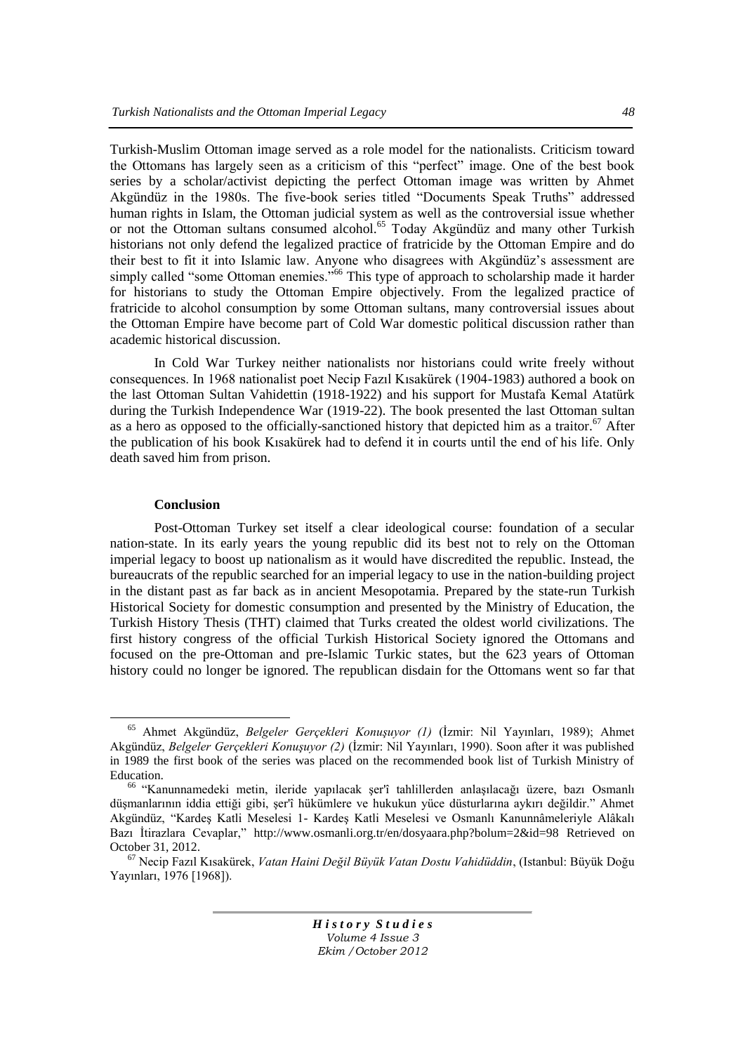Turkish-Muslim Ottoman image served as a role model for the nationalists. Criticism toward the Ottomans has largely seen as a criticism of this "perfect" image. One of the best book series by a scholar/activist depicting the perfect Ottoman image was written by Ahmet Akgündüz in the 1980s. The five-book series titled "Documents Speak Truths" addressed human rights in Islam, the Ottoman judicial system as well as the controversial issue whether or not the Ottoman sultans consumed alcohol.[65] Today Akgündüz and many other Turkish historians not only defend the legalized practice of fratricide by the Ottoman Empire and do their best to fit it into Islamic law. Anyone who disagrees with Akgündüz's assessment are simply called "some Ottoman enemies."[66] This type of approach to scholarship made it harder for historians to study the Ottoman Empire objectively. From the legalized practice of fratricide to alcohol consumption by some Ottoman sultans, many controversial issues about the Ottoman Empire have become part of Cold War domestic political discussion rather than academic historical discussion.

In Cold War Turkey neither nationalists nor historians could write freely without consequences. In 1968 nationalist poet Necip Fazıl Kısakürek (1904-1983) authored a book on the last Ottoman Sultan Vahidettin (1918-1922) and his support for Mustafa Kemal Atatürk during the Turkish Independence War (1919-22). The book presented the last Ottoman sultan as a hero as opposed to the officially-sanctioned history that depicted him as a traitor.[67] After the publication of his book Kısakürek had to defend it in courts until the end of his life. Only death saved him from prison.

### Conclusion

Post-Ottoman Turkey set itself a clear ideological course: foundation of a secular nation-state. In its early years the young republic did its best not to rely on the Ottoman imperial legacy to boost up nationalism as it would have discredited the republic. Instead, the bureaucrats of the republic searched for an imperial legacy to use in the nation-building project in the distant past as far back as in ancient Mesopotamia. Prepared by the state-run Turkish Historical Society for domestic consumption and presented by the Ministry of Education, the Turkish History Thesis (THT) claimed that Turks created the oldest world civilizations. The first history congress of the official Turkish Historical Society ignored the Ottomans and focused on the pre-Ottoman and pre-Islamic Turkic states, but the 623 years of Ottoman history could no longer be ignored. The republican disdain for the Ottomans went so far that

---

[65] Ahmet Akgündüz, *Belgeler Gerçekleri Konuşuyor (1)* (İzmir: Nil Yayınları, 1989); Ahmet Akgündüz, *Belgeler Gerçekleri Konuşuyor (2)* (İzmir: Nil Yayınları, 1990). Soon after it was published in 1989 the first book of the series was placed on the recommended book list of Turkish Ministry of Education.

[66] "Kanunnamedeki metin, ileride yapılacak şer'î tahlillerden anlaşılacağı üzere, bazı Osmanlı düşmanlarının iddia ettiği gibi, şer'î hükümlere ve hukukun yüce düsturlarına aykırı değildir." Ahmet Akgündüz, "Kardeş Katli Meselesi 1- Kardeş Katli Meselesi ve Osmanlı Kanunnâmeleriyle Alâkalı Bazı İtirazlara Cevaplar," http://www.osmanli.org.tr/en/dosyaara.php?bolum=2&id=98 Retrieved on October 31, 2012.

[67] Necip Fazıl Kısakürek, *Vatan Haini Değil Büyük Vatan Dostu Vahidüddin*, (Istanbul: Büyük Doğu Yayınları, 1976 [1968]).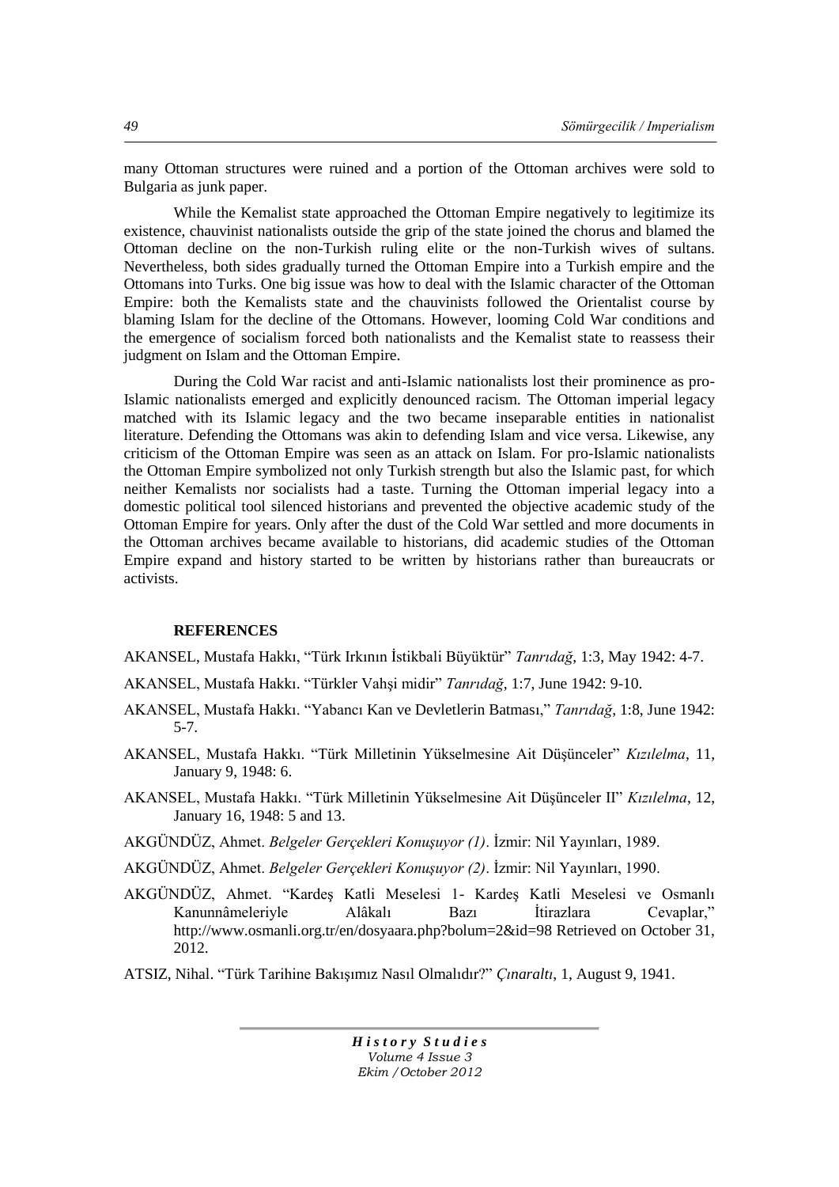many Ottoman structures were ruined and a portion of the Ottoman archives were sold to Bulgaria as junk paper.

While the Kemalist state approached the Ottoman Empire negatively to legitimize its existence, chauvinist nationalists outside the grip of the state joined the chorus and blamed the Ottoman decline on the non-Turkish ruling elite or the non-Turkish wives of sultans. Nevertheless, both sides gradually turned the Ottoman Empire into a Turkish empire and the Ottomans into Turks. One big issue was how to deal with the Islamic character of the Ottoman Empire: both the Kemalists state and the chauvinists followed the Orientalist course by blaming Islam for the decline of the Ottomans. However, looming Cold War conditions and the emergence of socialism forced both nationalists and the Kemalist state to reassess their judgment on Islam and the Ottoman Empire.

During the Cold War racist and anti-Islamic nationalists lost their prominence as pro-Islamic nationalists emerged and explicitly denounced racism. The Ottoman imperial legacy matched with its Islamic legacy and the two became inseparable entities in nationalist literature. Defending the Ottomans was akin to defending Islam and vice versa. Likewise, any criticism of the Ottoman Empire was seen as an attack on Islam. For pro-Islamic nationalists the Ottoman Empire symbolized not only Turkish strength but also the Islamic past, for which neither Kemalists nor socialists had a taste. Turning the Ottoman imperial legacy into a domestic political tool silenced historians and prevented the objective academic study of the Ottoman Empire for years. Only after the dust of the Cold War settled and more documents in the Ottoman archives became available to historians, did academic studies of the Ottoman Empire expand and history started to be written by historians rather than bureaucrats or activists.

**REFERENCES**

AKANSEL, Mustafa Hakkı, "Türk Irkının İstikbali Büyüktür" *Tanrıdağ*, 1:3, May 1942: 4-7.

AKANSEL, Mustafa Hakkı. "Türkler Vahşi midir" *Tanrıdağ*, 1:7, June 1942: 9-10.

AKANSEL, Mustafa Hakkı. "Yabancı Kan ve Devletlerin Batması," *Tanrıdağ*, 1:8, June 1942: 5-7.

AKANSEL, Mustafa Hakkı. "Türk Milletinin Yükselmesine Ait Düşünceler" *Kızılelma*, 11, January 9, 1948: 6.

AKANSEL, Mustafa Hakkı. "Türk Milletinin Yükselmesine Ait Düşünceler II" *Kızılelma*, 12, January 16, 1948: 5 and 13.

AKGÜNDÜZ, Ahmet. *Belgeler Gerçekleri Konuşuyor (1)*. İzmir: Nil Yayınları, 1989.

AKGÜNDÜZ, Ahmet. *Belgeler Gerçekleri Konuşuyor (2)*. İzmir: Nil Yayınları, 1990.

AKGÜNDÜZ, Ahmet. "Kardeş Katli Meselesi 1- Kardeş Katli Meselesi ve Osmanlı Kanunnâmeleriyle Alâkalı Bazı İtirazlara Cevaplar," http://www.osmanli.org.tr/en/dosyaara.php?bolum=2&id=98 Retrieved on October 31, 2012.

ATSIZ, Nihal. "Türk Tarihine Bakışımız Nasıl Olmalıdır?" *Çınaraltı*, 1, August 9, 1941.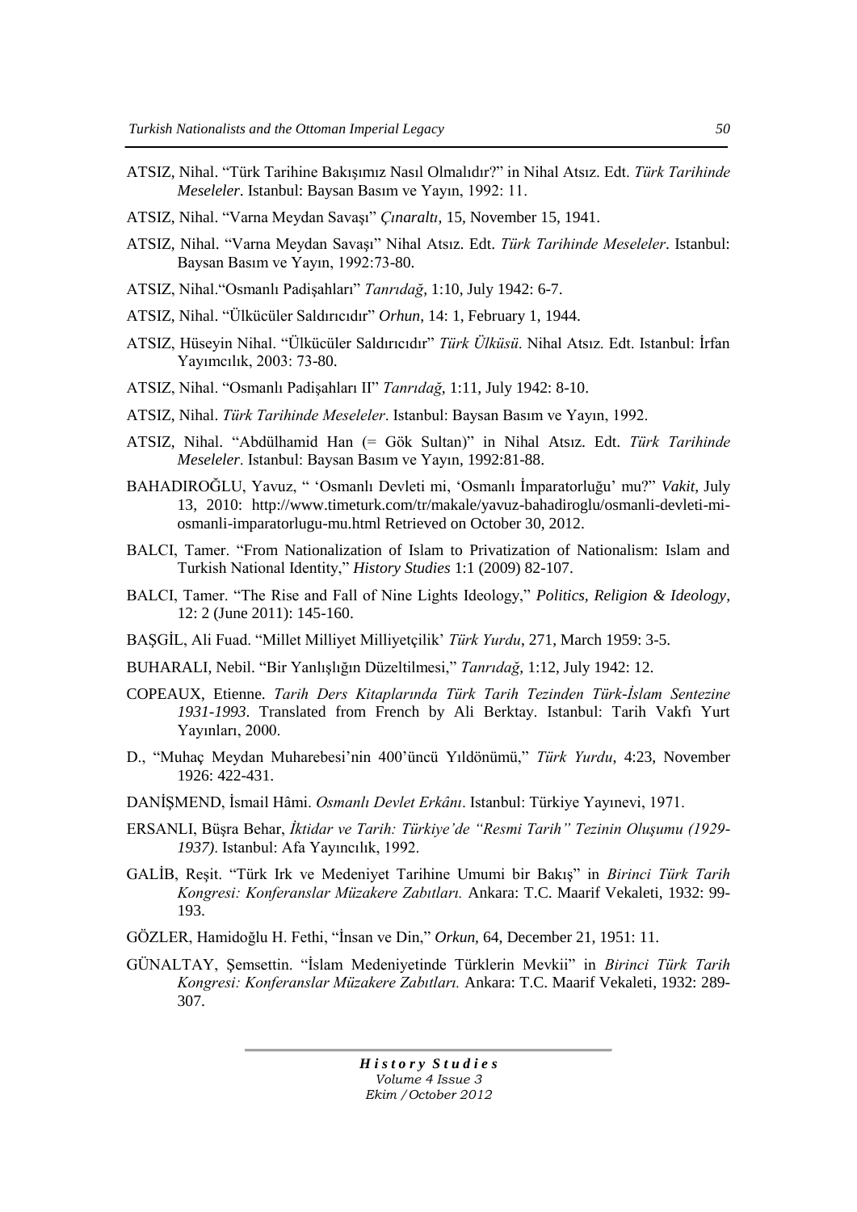ATSIZ, Nihal. "Türk Tarihine Bakışımız Nasıl Olmalıdır?" in Nihal Atsız. Edt. *Türk Tarihinde Meseleler*. Istanbul: Baysan Basım ve Yayın, 1992: 11.

ATSIZ, Nihal. "Varna Meydan Savaşı" *Çınaraltı*, 15, November 15, 1941.

ATSIZ, Nihal. "Varna Meydan Savaşı" Nihal Atsız. Edt. *Türk Tarihinde Meseleler*. Istanbul: Baysan Basım ve Yayın, 1992:73-80.

ATSIZ, Nihal."Osmanlı Padişahları" *Tanrıdağ*, 1:10, July 1942: 6-7.

ATSIZ, Nihal. "Ülkücüler Saldırıcıdır" *Orhun*, 14: 1, February 1, 1944.

ATSIZ, Hüseyin Nihal. "Ülkücüler Saldırıcıdır" *Türk Ülküsü*. Nihal Atsız. Edt. Istanbul: İrfan Yayımcılık, 2003: 73-80.

ATSIZ, Nihal. "Osmanlı Padişahları II" *Tanrıdağ*, 1:11, July 1942: 8-10.

ATSIZ, Nihal. *Türk Tarihinde Meseleler*. Istanbul: Baysan Basım ve Yayın, 1992.

ATSIZ, Nihal. "Abdülhamid Han (= Gök Sultan)" in Nihal Atsız. Edt. *Türk Tarihinde Meseleler*. Istanbul: Baysan Basım ve Yayın, 1992:81-88.

BAHADIROĞLU, Yavuz, " 'Osmanlı Devleti mi, 'Osmanlı İmparatorluğu' mu?" *Vakit*, July 13, 2010: http://www.timeturk.com/tr/makale/yavuz-bahadiroglu/osmanli-devleti-mi-osmanli-imparatorlugu-mu.html Retrieved on October 30, 2012.

BALCI, Tamer. "From Nationalization of Islam to Privatization of Nationalism: Islam and Turkish National Identity," *History Studies* 1:1 (2009) 82-107.

BALCI, Tamer. "The Rise and Fall of Nine Lights Ideology," *Politics, Religion & Ideology*, 12: 2 (June 2011): 145-160.

BAŞGİL, Ali Fuad. "Millet Milliyet Milliyetçilik' *Türk Yurdu*, 271, March 1959: 3-5.

BUHARALI, Nebil. "Bir Yanlışlığın Düzeltilmesi," *Tanrıdağ*, 1:12, July 1942: 12.

COPEAUX, Etienne. *Tarih Ders Kitaplarında Türk Tarih Tezinden Türk-İslam Sentezine 1931-1993*. Translated from French by Ali Berktay. Istanbul: Tarih Vakfı Yurt Yayınları, 2000.

D., "Muhaç Meydan Muharebesi'nin 400'üncü Yıldönümü," *Türk Yurdu*, 4:23, November 1926: 422-431.

DANİŞMEND, İsmail Hâmi. *Osmanlı Devlet Erkânı*. Istanbul: Türkiye Yayınevi, 1971.

ERSANLI, Büşra Behar, *İktidar ve Tarih: Türkiye'de "Resmi Tarih" Tezinin Oluşumu (1929-1937)*. Istanbul: Afa Yayıncılık, 1992.

GALİB, Reşit. "Türk Irk ve Medeniyet Tarihine Umumi bir Bakış" in *Birinci Türk Tarih Kongresi: Konferanslar Müzakere Zabıtları.* Ankara: T.C. Maarif Vekaleti, 1932: 99-193.

GÖZLER, Hamidoğlu H. Fethi, "İnsan ve Din," *Orkun*, 64, December 21, 1951: 11.

GÜNALTAY, Şemsettin. "İslam Medeniyetinde Türklerin Mevkii" in *Birinci Türk Tarih Kongresi: Konferanslar Müzakere Zabıtları.* Ankara: T.C. Maarif Vekaleti, 1932: 289-307.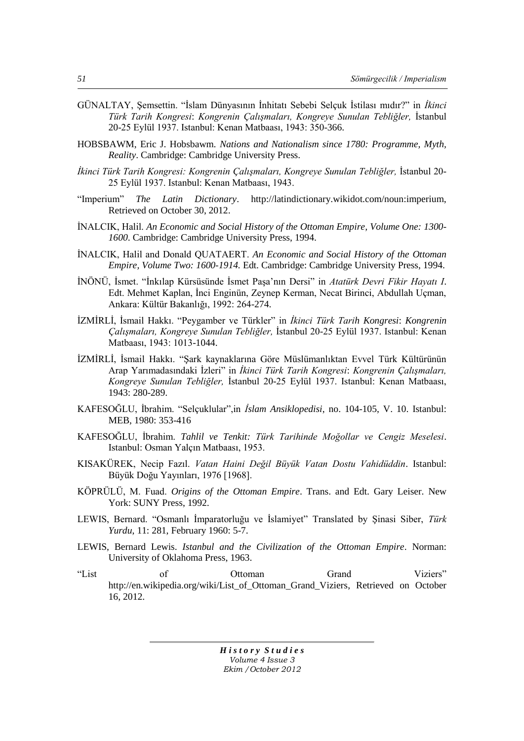GÜNALTAY, Şemsettin. "İslam Dünyasının İnhitatı Sebebi Selçuk İstilası mıdır?" in *İkinci Türk Tarih Kongresi*: *Kongrenin Çalışmaları, Kongreye Sunulan Tebliğler,* İstanbul 20-25 Eylül 1937. Istanbul: Kenan Matbaası, 1943: 350-366.

HOBSBAWM, Eric J. Hobsbawm. *Nations and Nationalism since 1780: Programme, Myth, Reality*. Cambridge: Cambridge University Press.

*İkinci Türk Tarih Kongresi: Kongrenin Çalışmaları, Kongreye Sunulan Tebliğler,* İstanbul 20-25 Eylül 1937. Istanbul: Kenan Matbaası, 1943.

"Imperium" *The Latin Dictionary*. http://latindictionary.wikidot.com/noun:imperium, Retrieved on October 30, 2012.

İNALCIK, Halil. *An Economic and Social History of the Ottoman Empire, Volume One: 1300-1600*. Cambridge: Cambridge University Press, 1994.

İNALCIK, Halil and Donald QUATAERT. *An Economic and Social History of the Ottoman Empire, Volume Two: 1600-1914.* Edt. Cambridge: Cambridge University Press, 1994.

İNÖNÜ, İsmet. "İnkılap Kürsüsünde İsmet Paşa'nın Dersi" in *Atatürk Devri Fikir Hayatı I*. Edt. Mehmet Kaplan, İnci Enginün, Zeynep Kerman, Necat Birinci, Abdullah Uçman, Ankara: Kültür Bakanlığı, 1992: 264-274.

İZMİRLİ, İsmail Hakkı. "Peygamber ve Türkler" in *İkinci Türk Tarih Kongresi*: *Kongrenin Çalışmaları, Kongreye Sunulan Tebliğler,* İstanbul 20-25 Eylül 1937. Istanbul: Kenan Matbaası, 1943: 1013-1044.

İZMİRLİ, İsmail Hakkı. "Şark kaynaklarına Göre Müslümanlıktan Evvel Türk Kültürünün Arap Yarımadasındaki İzleri" in *İkinci Türk Tarih Kongresi*: *Kongrenin Çalışmaları, Kongreye Sunulan Tebliğler,* İstanbul 20-25 Eylül 1937. Istanbul: Kenan Matbaası, 1943: 280-289.

KAFESOĞLU, İbrahim. "Selçuklular",in *İslam Ansiklopedisi*, no. 104-105, V. 10. Istanbul: MEB, 1980: 353-416

KAFESOĞLU, İbrahim. *Tahlil ve Tenkit: Türk Tarihinde Moğollar ve Cengiz Meselesi*. Istanbul: Osman Yalçın Matbaası, 1953.

KISAKÜREK, Necip Fazıl. *Vatan Haini Değil Büyük Vatan Dostu Vahidüddin*. Istanbul: Büyük Doğu Yayınları, 1976 [1968].

KÖPRÜLÜ, M. Fuad. *Origins of the Ottoman Empire*. Trans. and Edt. Gary Leiser. New York: SUNY Press, 1992.

LEWIS, Bernard. "Osmanlı İmparatorluğu ve İslamiyet" Translated by Şinasi Siber, *Türk Yurdu*, 11: 281, February 1960: 5-7.

LEWIS, Bernard Lewis. *Istanbul and the Civilization of the Ottoman Empire*. Norman: University of Oklahoma Press, 1963.

"List of Ottoman Grand Viziers" http://en.wikipedia.org/wiki/List_of_Ottoman_Grand_Viziers, Retrieved on October 16, 2012.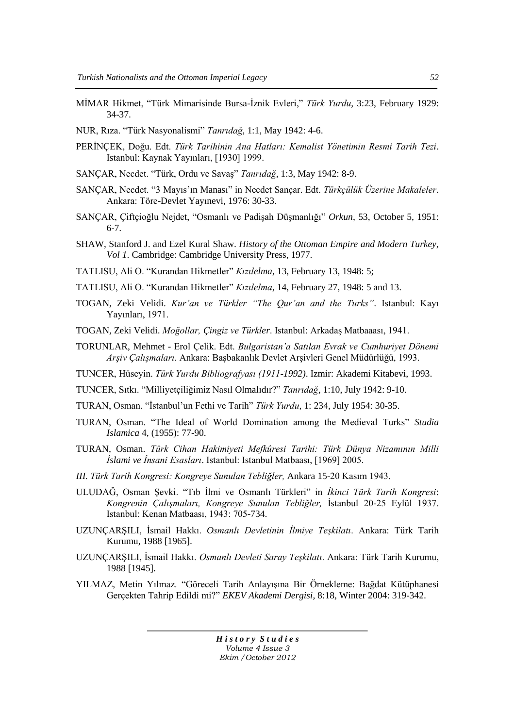MİMAR Hikmet, "Türk Mimarisinde Bursa-İznik Evleri," *Türk Yurdu*, 3:23, February 1929: 34-37.

NUR, Rıza. "Türk Nasyonalismi" *Tanrıdağ*, 1:1, May 1942: 4-6.

PERİNÇEK, Doğu. Edt. *Türk Tarihinin Ana Hatları: Kemalist Yönetimin Resmi Tarih Tezi*. Istanbul: Kaynak Yayınları, [1930] 1999.

SANÇAR, Necdet. "Türk, Ordu ve Savaş" *Tanrıdağ*, 1:3, May 1942: 8-9.

SANÇAR, Necdet. "3 Mayıs'ın Manası" in Necdet Sançar. Edt. *Türkçülük Üzerine Makaleler*. Ankara: Töre-Devlet Yayınevi, 1976: 30-33.

SANÇAR, Çiftçioğlu Nejdet, "Osmanlı ve Padişah Düşmanlığı" *Orkun*, 53, October 5, 1951: 6-7.

SHAW, Stanford J. and Ezel Kural Shaw. *History of the Ottoman Empire and Modern Turkey, Vol 1*. Cambridge: Cambridge University Press, 1977.

TATLISU, Ali O. "Kurandan Hikmetler" *Kızılelma*, 13, February 13, 1948: 5;

TATLISU, Ali O. "Kurandan Hikmetler" *Kızılelma*, 14, February 27, 1948: 5 and 13.

TOGAN, Zeki Velidi. *Kur'an ve Türkler "The Qur'an and the Turks"*. Istanbul: Kayı Yayınları, 1971.

TOGAN, Zeki Velidi. *Moğollar, Çingiz ve Türkler*. Istanbul: Arkadaş Matbaaası, 1941.

TORUNLAR, Mehmet - Erol Çelik. Edt. *Bulgaristan'a Satılan Evrak ve Cumhuriyet Dönemi Arşiv Çalışmaları*. Ankara: Başbakanlık Devlet Arşivleri Genel Müdürlüğü, 1993.

TUNCER, Hüseyin. *Türk Yurdu Bibliografyası (1911-1992)*. Izmir: Akademi Kitabevi, 1993.

TUNCER, Sıtkı. "Milliyetçiliğimiz Nasıl Olmalıdır?" *Tanrıdağ*, 1:10, July 1942: 9-10.

TURAN, Osman. "İstanbul'un Fethi ve Tarih" *Türk Yurdu*, 1: 234, July 1954: 30-35.

TURAN, Osman. "The Ideal of World Domination among the Medieval Turks" *Studia Islamica* 4, (1955): 77-90.

TURAN, Osman. *Türk Cihan Hakimiyeti Mefkûresi Tarihi: Türk Dünya Nizamının Milli İslami ve İnsani Esasları*. Istanbul: Istanbul Matbaası, [1969] 2005.

*III. Türk Tarih Kongresi: Kongreye Sunulan Tebliğler,* Ankara 15-20 Kasım 1943.

ULUDAĞ, Osman Şevki. "Tıb İlmi ve Osmanlı Türkleri" in *İkinci Türk Tarih Kongresi*: *Kongrenin Çalışmaları, Kongreye Sunulan Tebliğler,* İstanbul 20-25 Eylül 1937. Istanbul: Kenan Matbaası, 1943: 705-734.

UZUNÇARŞILI, İsmail Hakkı. *Osmanlı Devletinin İlmiye Teşkilatı*. Ankara: Türk Tarih Kurumu, 1988 [1965].

UZUNÇARŞILI, İsmail Hakkı. *Osmanlı Devleti Saray Teşkilatı*. Ankara: Türk Tarih Kurumu, 1988 [1945].

YILMAZ, Metin Yılmaz. "Göreceli Tarih Anlayışına Bir Örnekleme: Bağdat Kütüphanesi Gerçekten Tahrip Edildi mi?" *EKEV Akademi Dergisi*, 8:18, Winter 2004: 319-342.